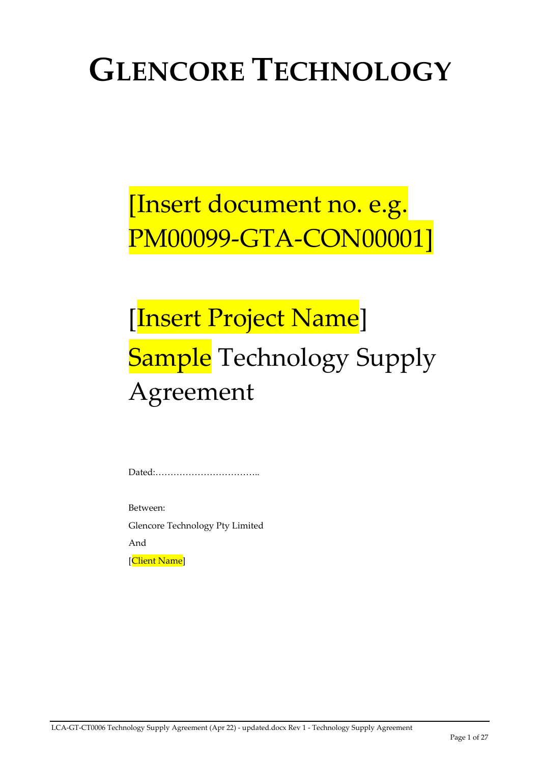# GLENCORE TECHNOLOGY

## [Insert document no. e.g. PM00099-GTA-CON00001]

## [Insert Project Name] Sample Technology Supply Agreement

Dated:……………………………..

Between:

Glencore Technology Pty Limited

And

[Client Name]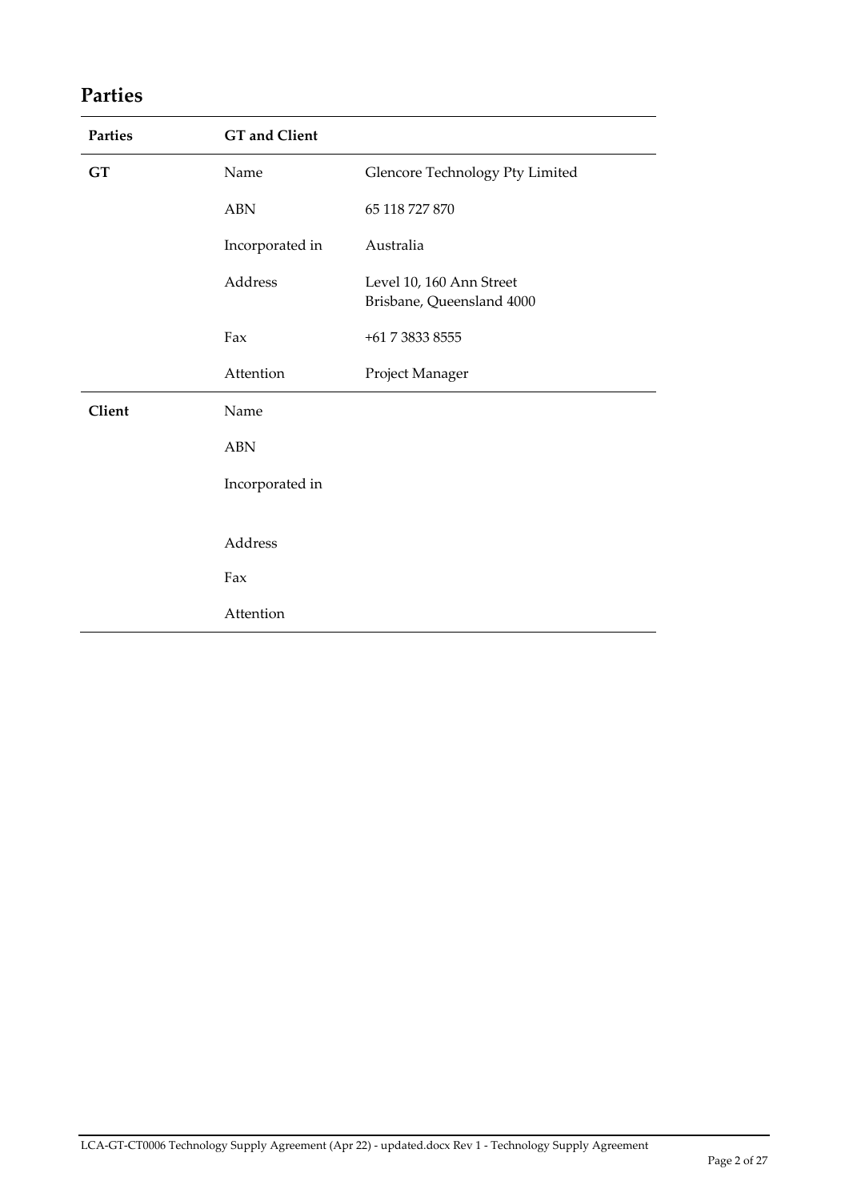## Parties

| Parties | GT and Client | |
| --- | --- | --- |
| **GT** | Name | Glencore Technology Pty Limited |
| | ABN | 65 118 727 870 |
| | Incorporated in | Australia |
| | Address | Level 10, 160 Ann Street<br>Brisbane, Queensland 4000 |
| | Fax | +61 7 3833 8555 |
| | Attention | Project Manager |
| **Client** | Name | |
| | ABN | |
| | Incorporated in | |
| | Address | |
| | Fax | |
| | Attention | |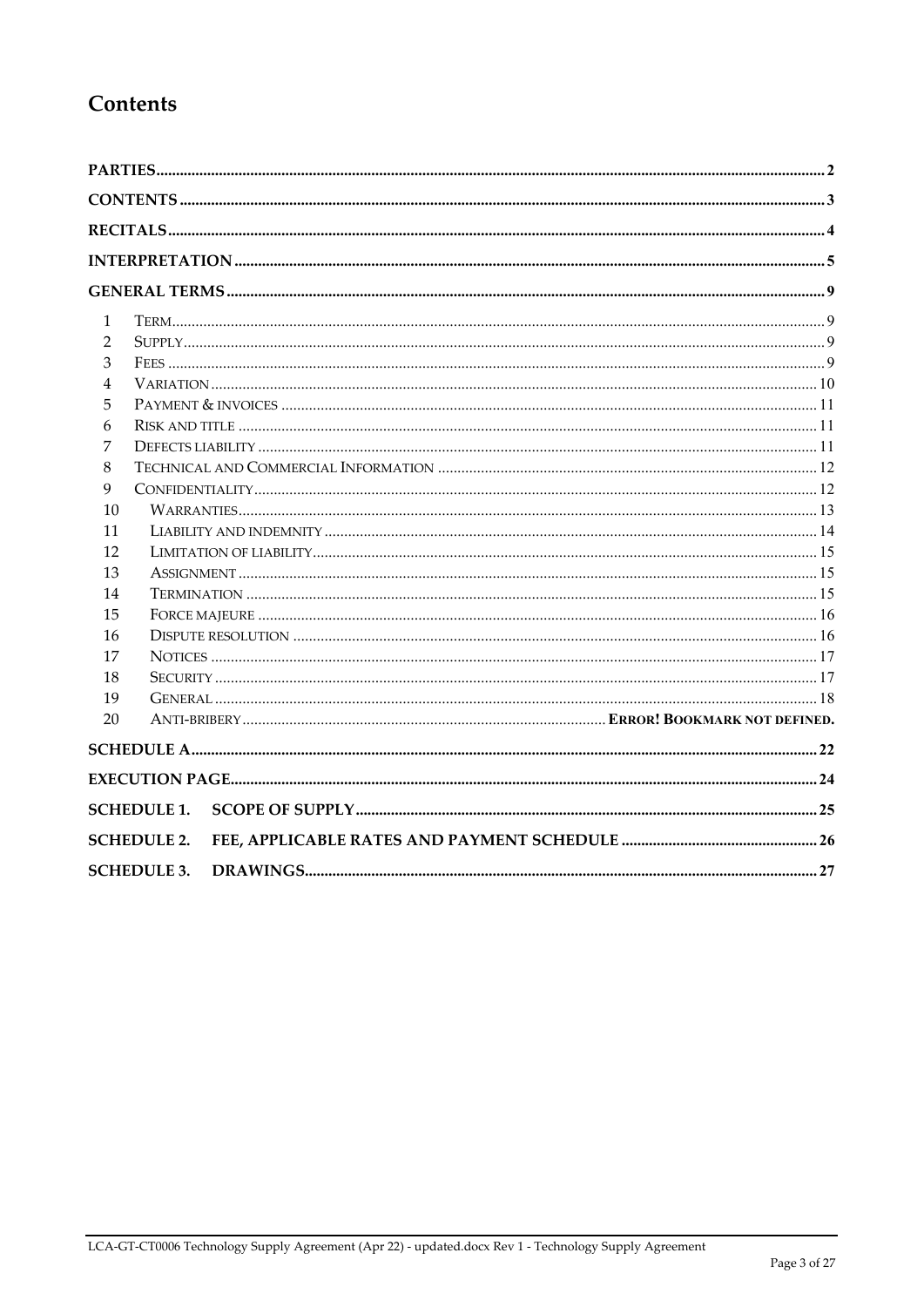# Contents

PARTIES ........ 2

CONTENTS ........ 3

RECITALS ........ 4

INTERPRETATION ........ 5

GENERAL TERMS ........ 9

1 Term ........ 9
2 Supply ........ 9
3 Fees ........ 9
4 Variation ........ 10
5 Payment & invoices ........ 11
6 Risk and title ........ 11
7 Defects liability ........ 11
8 Technical and Commercial Information ........ 12
9 Confidentiality ........ 12
10 Warranties ........ 13
11 Liability and indemnity ........ 14
12 Limitation of liability ........ 15
13 Assignment ........ 15
14 Termination ........ 15
15 Force majeure ........ 16
16 Dispute resolution ........ 16
17 Notices ........ 17
18 Security ........ 17
19 General ........ 18
20 Anti-bribery ........ **Error! Bookmark not defined.**

SCHEDULE A ........ 22

EXECUTION PAGE ........ 24

SCHEDULE 1. SCOPE OF SUPPLY ........ 25

SCHEDULE 2. FEE, APPLICABLE RATES AND PAYMENT SCHEDULE ........ 26

SCHEDULE 3. DRAWINGS ........ 27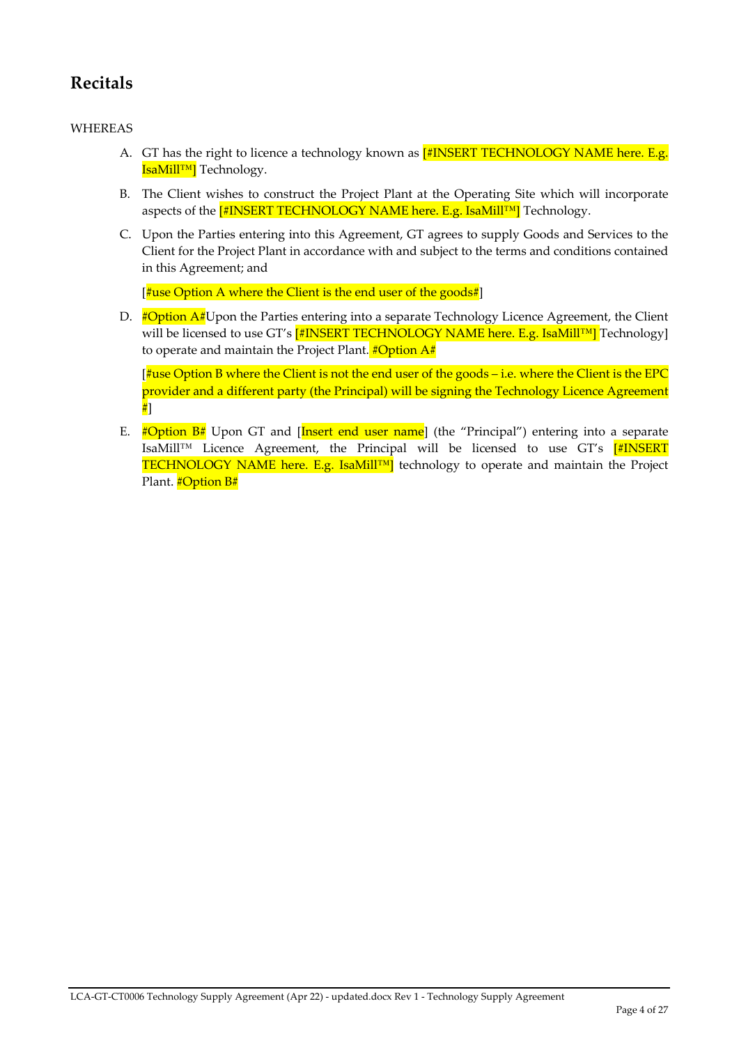## Recitals

WHEREAS

A. GT has the right to licence a technology known as [#INSERT TECHNOLOGY NAME here. E.g. IsaMill™] Technology.

B. The Client wishes to construct the Project Plant at the Operating Site which will incorporate aspects of the [#INSERT TECHNOLOGY NAME here. E.g. IsaMill™] Technology.

C. Upon the Parties entering into this Agreement, GT agrees to supply Goods and Services to the Client for the Project Plant in accordance with and subject to the terms and conditions contained in this Agreement; and

   [#use Option A where the Client is the end user of the goods#]

D. #Option A#Upon the Parties entering into a separate Technology Licence Agreement, the Client will be licensed to use GT's [#INSERT TECHNOLOGY NAME here. E.g. IsaMill™] Technology] to operate and maintain the Project Plant. #Option A#

   [#use Option B where the Client is not the end user of the goods – i.e. where the Client is the EPC provider and a different party (the Principal) will be signing the Technology Licence Agreement #]

E. #Option B# Upon GT and [Insert end user name] (the "Principal") entering into a separate IsaMill™ Licence Agreement, the Principal will be licensed to use GT's [#INSERT TECHNOLOGY NAME here. E.g. IsaMill™] technology to operate and maintain the Project Plant. #Option B#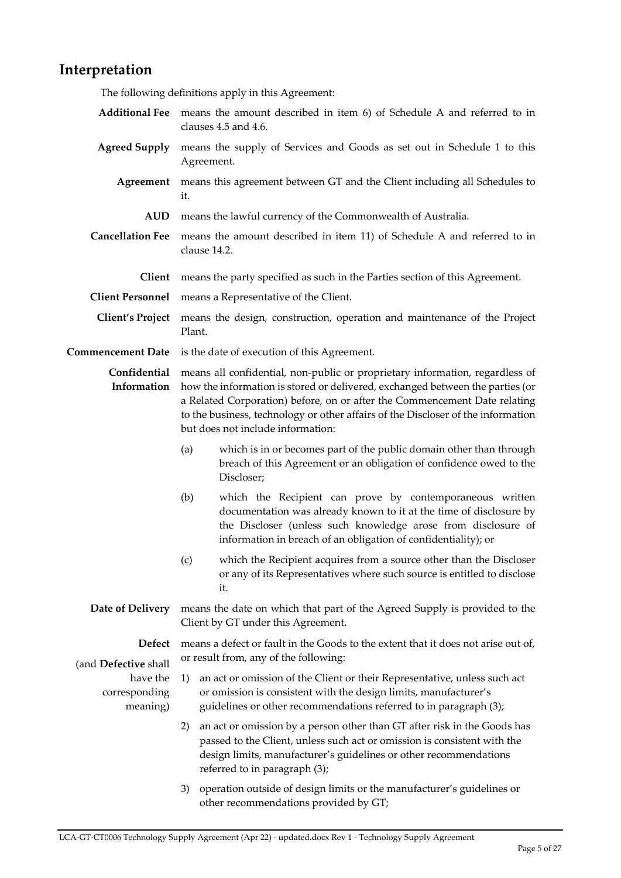## Interpretation

The following definitions apply in this Agreement:

**Additional Fee** means the amount described in item 6) of Schedule A and referred to in clauses 4.5 and 4.6.

**Agreed Supply** means the supply of Services and Goods as set out in Schedule 1 to this Agreement.

**Agreement** means this agreement between GT and the Client including all Schedules to it.

**AUD** means the lawful currency of the Commonwealth of Australia.

**Cancellation Fee** means the amount described in item 11) of Schedule A and referred to in clause 14.2.

**Client** means the party specified as such in the Parties section of this Agreement.

**Client Personnel** means a Representative of the Client.

**Client's Project** means the design, construction, operation and maintenance of the Project Plant.

**Commencement Date** is the date of execution of this Agreement.

**Confidential Information** means all confidential, non-public or proprietary information, regardless of how the information is stored or delivered, exchanged between the parties (or a Related Corporation) before, on or after the Commencement Date relating to the business, technology or other affairs of the Discloser of the information but does not include information:

(a) which is in or becomes part of the public domain other than through breach of this Agreement or an obligation of confidence owed to the Discloser;

(b) which the Recipient can prove by contemporaneous written documentation was already known to it at the time of disclosure by the Discloser (unless such knowledge arose from disclosure of information in breach of an obligation of confidentiality); or

(c) which the Recipient acquires from a source other than the Discloser or any of its Representatives where such source is entitled to disclose it.

**Date of Delivery** means the date on which that part of the Agreed Supply is provided to the Client by GT under this Agreement.

**Defect** (and **Defective** shall have the corresponding meaning) means a defect or fault in the Goods to the extent that it does not arise out of, or result from, any of the following:

1) an act or omission of the Client or their Representative, unless such act or omission is consistent with the design limits, manufacturer's guidelines or other recommendations referred to in paragraph (3);

2) an act or omission by a person other than GT after risk in the Goods has passed to the Client, unless such act or omission is consistent with the design limits, manufacturer's guidelines or other recommendations referred to in paragraph (3);

3) operation outside of design limits or the manufacturer's guidelines or other recommendations provided by GT;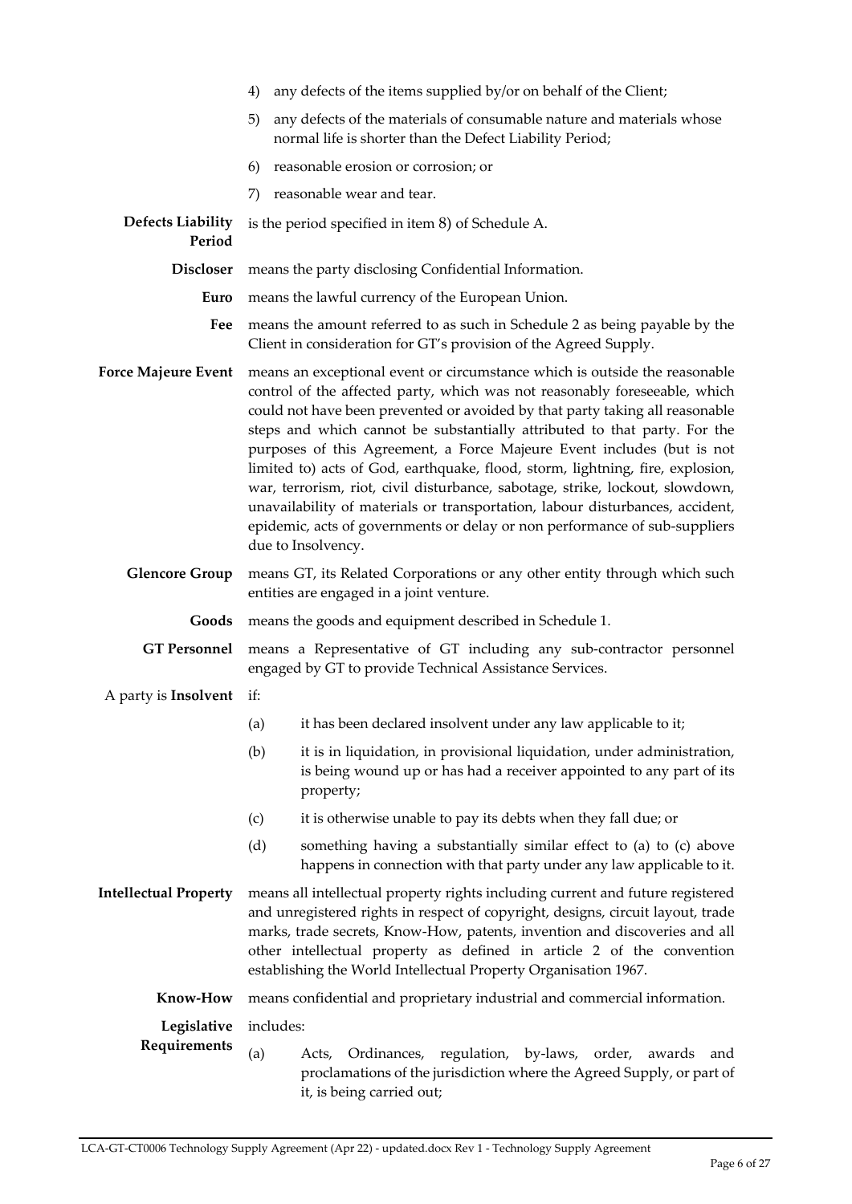4) any defects of the items supplied by/or on behalf of the Client;

5) any defects of the materials of consumable nature and materials whose normal life is shorter than the Defect Liability Period;

6) reasonable erosion or corrosion; or

7) reasonable wear and tear.

**Defects Liability Period** is the period specified in item 8) of Schedule A.

**Discloser** means the party disclosing Confidential Information.

**Euro** means the lawful currency of the European Union.

**Fee** means the amount referred to as such in Schedule 2 as being payable by the Client in consideration for GT's provision of the Agreed Supply.

**Force Majeure Event** means an exceptional event or circumstance which is outside the reasonable control of the affected party, which was not reasonably foreseeable, which could not have been prevented or avoided by that party taking all reasonable steps and which cannot be substantially attributed to that party. For the purposes of this Agreement, a Force Majeure Event includes (but is not limited to) acts of God, earthquake, flood, storm, lightning, fire, explosion, war, terrorism, riot, civil disturbance, sabotage, strike, lockout, slowdown, unavailability of materials or transportation, labour disturbances, accident, epidemic, acts of governments or delay or non performance of sub-suppliers due to Insolvency.

**Glencore Group** means GT, its Related Corporations or any other entity through which such entities are engaged in a joint venture.

**Goods** means the goods and equipment described in Schedule 1.

**GT Personnel** means a Representative of GT including any sub-contractor personnel engaged by GT to provide Technical Assistance Services.

A party is **Insolvent** if:

(a) it has been declared insolvent under any law applicable to it;

(b) it is in liquidation, in provisional liquidation, under administration, is being wound up or has had a receiver appointed to any part of its property;

(c) it is otherwise unable to pay its debts when they fall due; or

(d) something having a substantially similar effect to (a) to (c) above happens in connection with that party under any law applicable to it.

**Intellectual Property** means all intellectual property rights including current and future registered and unregistered rights in respect of copyright, designs, circuit layout, trade marks, trade secrets, Know-How, patents, invention and discoveries and all other intellectual property as defined in article 2 of the convention establishing the World Intellectual Property Organisation 1967.

**Know-How** means confidential and proprietary industrial and commercial information.

**Legislative Requirements** includes:

(a) Acts, Ordinances, regulation, by-laws, order, awards and proclamations of the jurisdiction where the Agreed Supply, or part of it, is being carried out;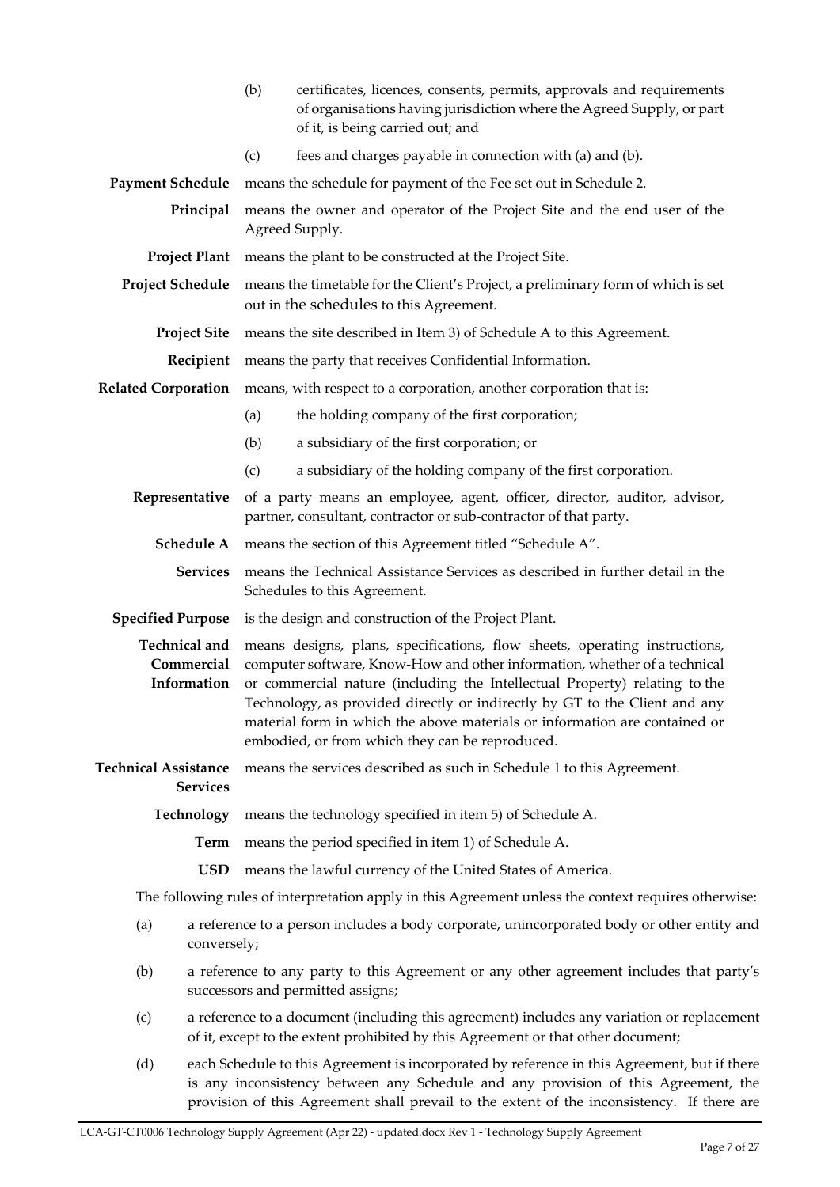(b) certificates, licences, consents, permits, approvals and requirements of organisations having jurisdiction where the Agreed Supply, or part of it, is being carried out; and

(c) fees and charges payable in connection with (a) and (b).

**Payment Schedule** means the schedule for payment of the Fee set out in Schedule 2.

**Principal** means the owner and operator of the Project Site and the end user of the Agreed Supply.

**Project Plant** means the plant to be constructed at the Project Site.

**Project Schedule** means the timetable for the Client's Project, a preliminary form of which is set out in the schedules to this Agreement.

**Project Site** means the site described in Item 3) of Schedule A to this Agreement.

**Recipient** means the party that receives Confidential Information.

**Related Corporation** means, with respect to a corporation, another corporation that is:

(a) the holding company of the first corporation;

(b) a subsidiary of the first corporation; or

(c) a subsidiary of the holding company of the first corporation.

**Representative** of a party means an employee, agent, officer, director, auditor, advisor, partner, consultant, contractor or sub-contractor of that party.

**Schedule A** means the section of this Agreement titled "Schedule A".

**Services** means the Technical Assistance Services as described in further detail in the Schedules to this Agreement.

**Specified Purpose** is the design and construction of the Project Plant.

**Technical and Commercial Information** means designs, plans, specifications, flow sheets, operating instructions, computer software, Know-How and other information, whether of a technical or commercial nature (including the Intellectual Property) relating to the Technology, as provided directly or indirectly by GT to the Client and any material form in which the above materials or information are contained or embodied, or from which they can be reproduced.

**Technical Assistance Services** means the services described as such in Schedule 1 to this Agreement.

**Technology** means the technology specified in item 5) of Schedule A.

**Term** means the period specified in item 1) of Schedule A.

**USD** means the lawful currency of the United States of America.

The following rules of interpretation apply in this Agreement unless the context requires otherwise:

(a) a reference to a person includes a body corporate, unincorporated body or other entity and conversely;

(b) a reference to any party to this Agreement or any other agreement includes that party's successors and permitted assigns;

(c) a reference to a document (including this agreement) includes any variation or replacement of it, except to the extent prohibited by this Agreement or that other document;

(d) each Schedule to this Agreement is incorporated by reference in this Agreement, but if there is any inconsistency between any Schedule and any provision of this Agreement, the provision of this Agreement shall prevail to the extent of the inconsistency. If there are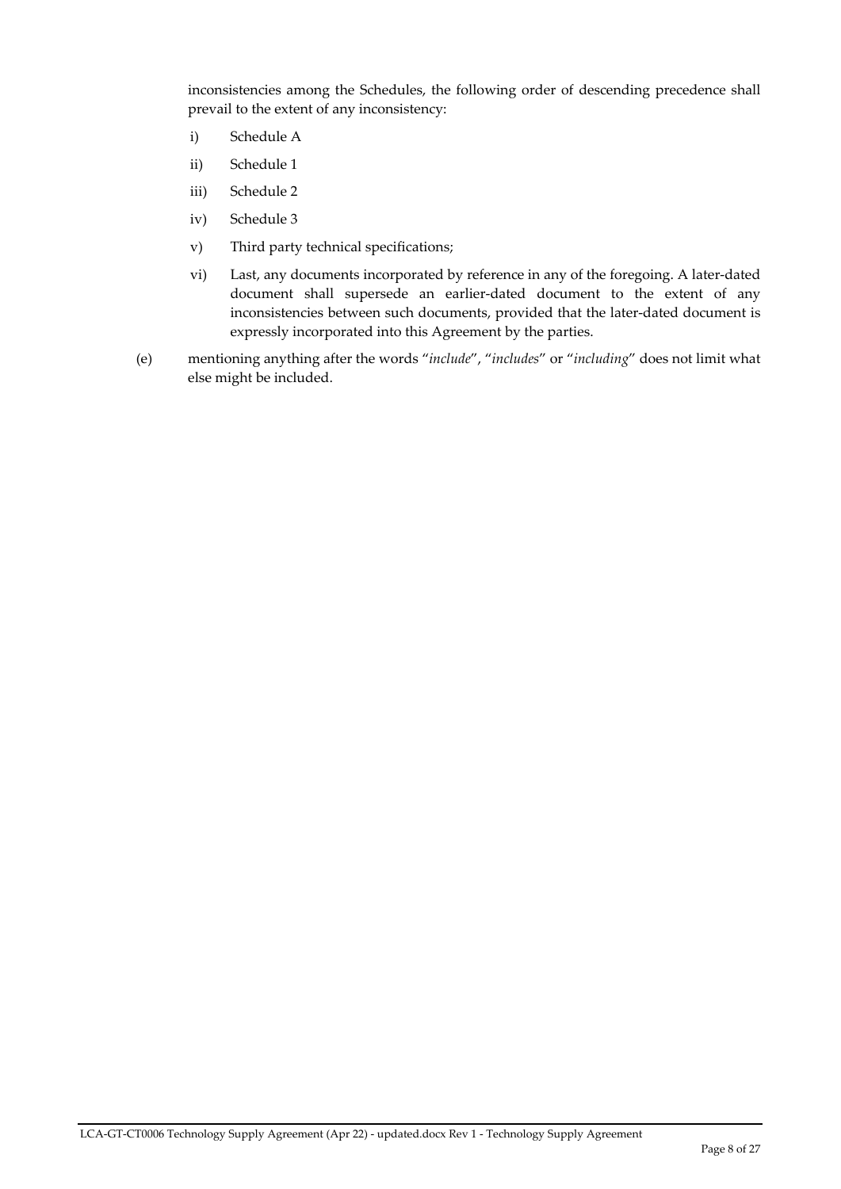inconsistencies among the Schedules, the following order of descending precedence shall prevail to the extent of any inconsistency:

i) Schedule A

ii) Schedule 1

iii) Schedule 2

iv) Schedule 3

v) Third party technical specifications;

vi) Last, any documents incorporated by reference in any of the foregoing. A later-dated document shall supersede an earlier-dated document to the extent of any inconsistencies between such documents, provided that the later-dated document is expressly incorporated into this Agreement by the parties.

(e) mentioning anything after the words "*include*", "*includes*" or "*including*" does not limit what else might be included.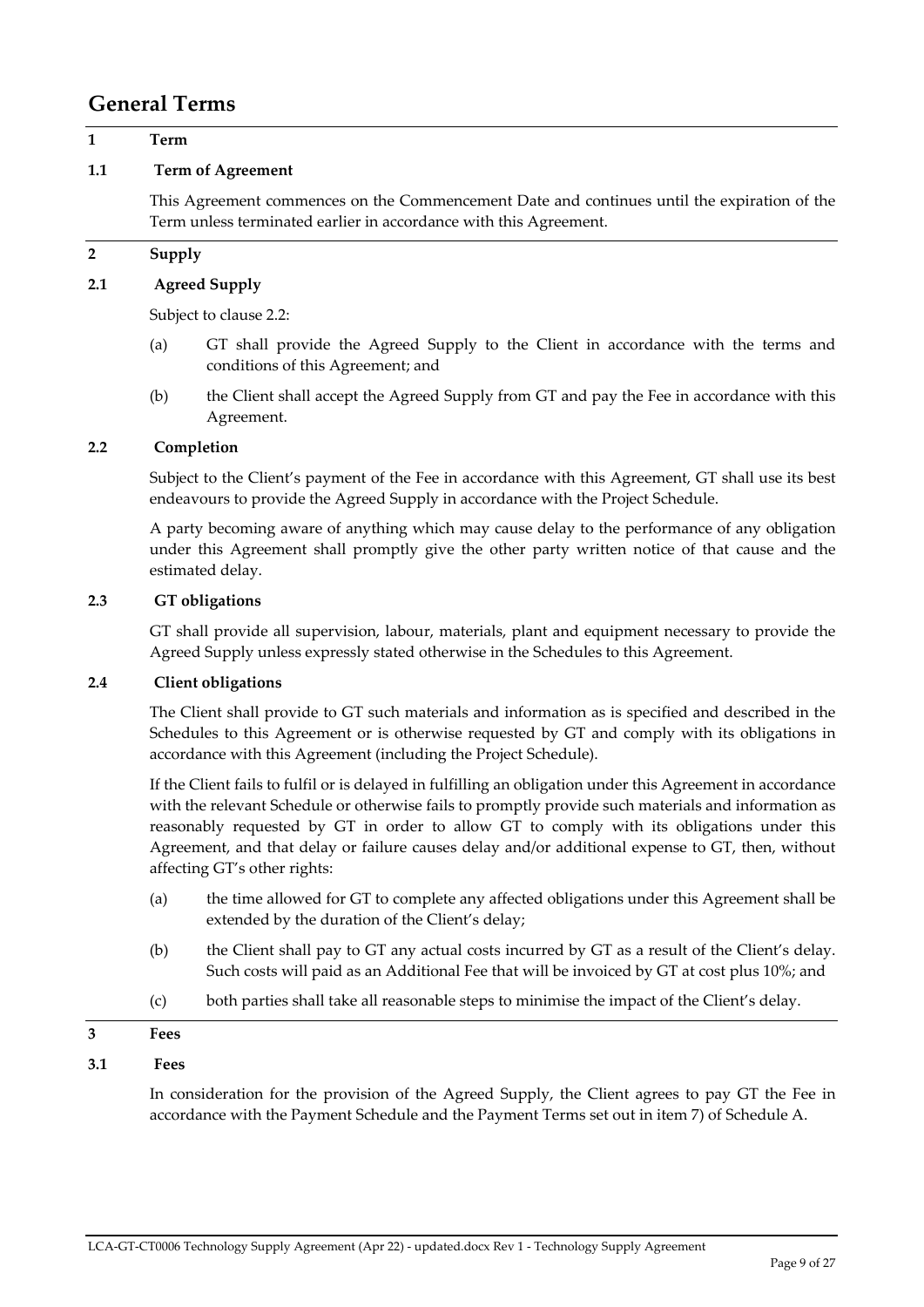# General Terms

## 1 Term

### 1.1 Term of Agreement

This Agreement commences on the Commencement Date and continues until the expiration of the Term unless terminated earlier in accordance with this Agreement.

## 2 Supply

### 2.1 Agreed Supply

Subject to clause 2.2:

(a) GT shall provide the Agreed Supply to the Client in accordance with the terms and conditions of this Agreement; and

(b) the Client shall accept the Agreed Supply from GT and pay the Fee in accordance with this Agreement.

### 2.2 Completion

Subject to the Client's payment of the Fee in accordance with this Agreement, GT shall use its best endeavours to provide the Agreed Supply in accordance with the Project Schedule.

A party becoming aware of anything which may cause delay to the performance of any obligation under this Agreement shall promptly give the other party written notice of that cause and the estimated delay.

### 2.3 GT obligations

GT shall provide all supervision, labour, materials, plant and equipment necessary to provide the Agreed Supply unless expressly stated otherwise in the Schedules to this Agreement.

### 2.4 Client obligations

The Client shall provide to GT such materials and information as is specified and described in the Schedules to this Agreement or is otherwise requested by GT and comply with its obligations in accordance with this Agreement (including the Project Schedule).

If the Client fails to fulfil or is delayed in fulfilling an obligation under this Agreement in accordance with the relevant Schedule or otherwise fails to promptly provide such materials and information as reasonably requested by GT in order to allow GT to comply with its obligations under this Agreement, and that delay or failure causes delay and/or additional expense to GT, then, without affecting GT's other rights:

(a) the time allowed for GT to complete any affected obligations under this Agreement shall be extended by the duration of the Client's delay;

(b) the Client shall pay to GT any actual costs incurred by GT as a result of the Client's delay. Such costs will paid as an Additional Fee that will be invoiced by GT at cost plus 10%; and

(c) both parties shall take all reasonable steps to minimise the impact of the Client's delay.

## 3 Fees

### 3.1 Fees

In consideration for the provision of the Agreed Supply, the Client agrees to pay GT the Fee in accordance with the Payment Schedule and the Payment Terms set out in item 7) of Schedule A.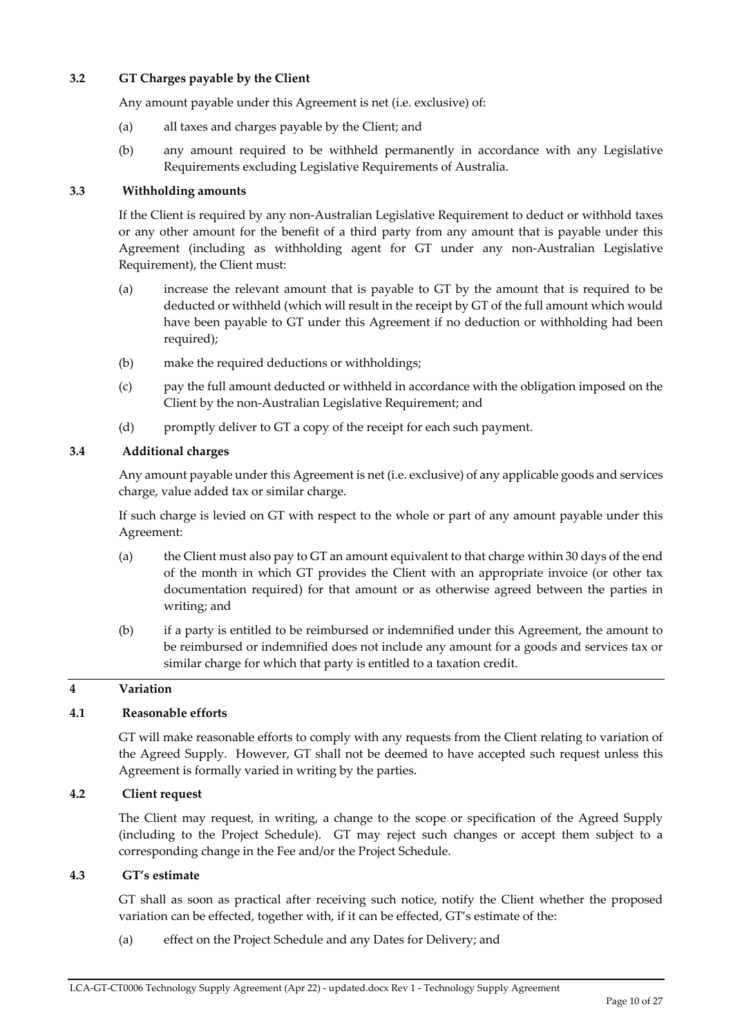### 3.2 GT Charges payable by the Client

Any amount payable under this Agreement is net (i.e. exclusive) of:

(a) all taxes and charges payable by the Client; and

(b) any amount required to be withheld permanently in accordance with any Legislative Requirements excluding Legislative Requirements of Australia.

### 3.3 Withholding amounts

If the Client is required by any non-Australian Legislative Requirement to deduct or withhold taxes or any other amount for the benefit of a third party from any amount that is payable under this Agreement (including as withholding agent for GT under any non-Australian Legislative Requirement), the Client must:

(a) increase the relevant amount that is payable to GT by the amount that is required to be deducted or withheld (which will result in the receipt by GT of the full amount which would have been payable to GT under this Agreement if no deduction or withholding had been required);

(b) make the required deductions or withholdings;

(c) pay the full amount deducted or withheld in accordance with the obligation imposed on the Client by the non-Australian Legislative Requirement; and

(d) promptly deliver to GT a copy of the receipt for each such payment.

### 3.4 Additional charges

Any amount payable under this Agreement is net (i.e. exclusive) of any applicable goods and services charge, value added tax or similar charge.

If such charge is levied on GT with respect to the whole or part of any amount payable under this Agreement:

(a) the Client must also pay to GT an amount equivalent to that charge within 30 days of the end of the month in which GT provides the Client with an appropriate invoice (or other tax documentation required) for that amount or as otherwise agreed between the parties in writing; and

(b) if a party is entitled to be reimbursed or indemnified under this Agreement, the amount to be reimbursed or indemnified does not include any amount for a goods and services tax or similar charge for which that party is entitled to a taxation credit.

## 4 Variation

### 4.1 Reasonable efforts

GT will make reasonable efforts to comply with any requests from the Client relating to variation of the Agreed Supply. However, GT shall not be deemed to have accepted such request unless this Agreement is formally varied in writing by the parties.

### 4.2 Client request

The Client may request, in writing, a change to the scope or specification of the Agreed Supply (including to the Project Schedule). GT may reject such changes or accept them subject to a corresponding change in the Fee and/or the Project Schedule.

### 4.3 GT's estimate

GT shall as soon as practical after receiving such notice, notify the Client whether the proposed variation can be effected, together with, if it can be effected, GT's estimate of the:

(a) effect on the Project Schedule and any Dates for Delivery; and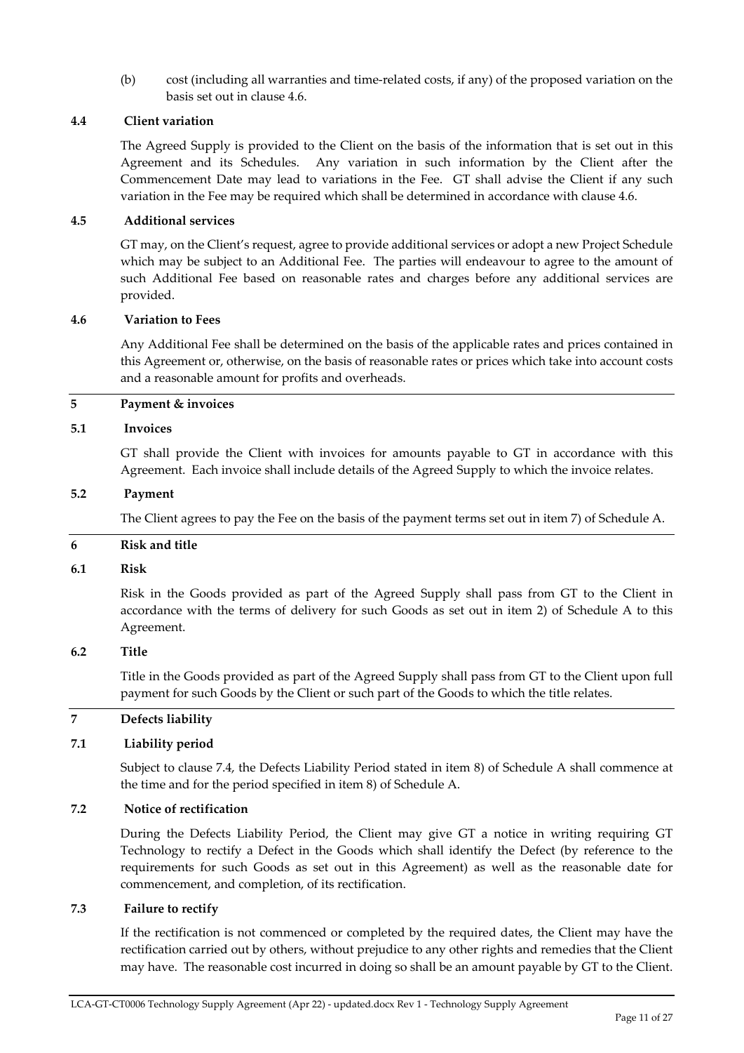(b) cost (including all warranties and time-related costs, if any) of the proposed variation on the basis set out in clause 4.6.

**4.4 Client variation**

The Agreed Supply is provided to the Client on the basis of the information that is set out in this Agreement and its Schedules. Any variation in such information by the Client after the Commencement Date may lead to variations in the Fee. GT shall advise the Client if any such variation in the Fee may be required which shall be determined in accordance with clause 4.6.

**4.5 Additional services**

GT may, on the Client's request, agree to provide additional services or adopt a new Project Schedule which may be subject to an Additional Fee. The parties will endeavour to agree to the amount of such Additional Fee based on reasonable rates and charges before any additional services are provided.

**4.6 Variation to Fees**

Any Additional Fee shall be determined on the basis of the applicable rates and prices contained in this Agreement or, otherwise, on the basis of reasonable rates or prices which take into account costs and a reasonable amount for profits and overheads.

## 5 Payment & invoices

**5.1 Invoices**

GT shall provide the Client with invoices for amounts payable to GT in accordance with this Agreement. Each invoice shall include details of the Agreed Supply to which the invoice relates.

**5.2 Payment**

The Client agrees to pay the Fee on the basis of the payment terms set out in item 7) of Schedule A.

## 6 Risk and title

**6.1 Risk**

Risk in the Goods provided as part of the Agreed Supply shall pass from GT to the Client in accordance with the terms of delivery for such Goods as set out in item 2) of Schedule A to this Agreement.

**6.2 Title**

Title in the Goods provided as part of the Agreed Supply shall pass from GT to the Client upon full payment for such Goods by the Client or such part of the Goods to which the title relates.

## 7 Defects liability

**7.1 Liability period**

Subject to clause 7.4, the Defects Liability Period stated in item 8) of Schedule A shall commence at the time and for the period specified in item 8) of Schedule A.

**7.2 Notice of rectification**

During the Defects Liability Period, the Client may give GT a notice in writing requiring GT Technology to rectify a Defect in the Goods which shall identify the Defect (by reference to the requirements for such Goods as set out in this Agreement) as well as the reasonable date for commencement, and completion, of its rectification.

**7.3 Failure to rectify**

If the rectification is not commenced or completed by the required dates, the Client may have the rectification carried out by others, without prejudice to any other rights and remedies that the Client may have. The reasonable cost incurred in doing so shall be an amount payable by GT to the Client.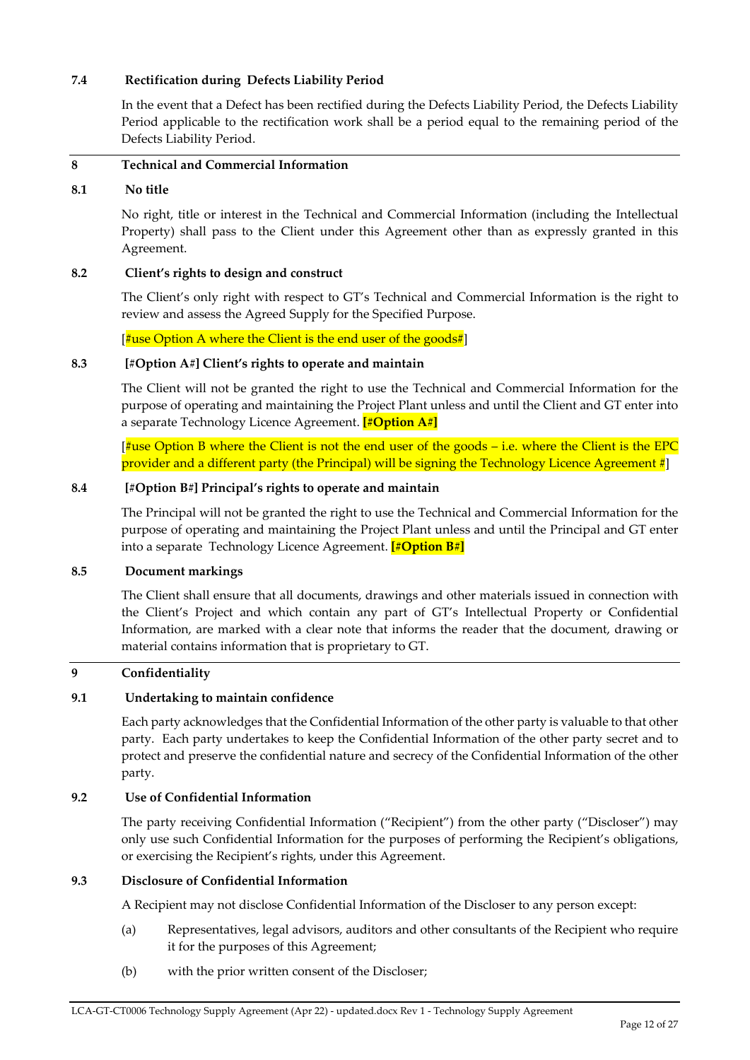### 7.4 Rectification during Defects Liability Period

In the event that a Defect has been rectified during the Defects Liability Period, the Defects Liability Period applicable to the rectification work shall be a period equal to the remaining period of the Defects Liability Period.

## 8 Technical and Commercial Information

### 8.1 No title

No right, title or interest in the Technical and Commercial Information (including the Intellectual Property) shall pass to the Client under this Agreement other than as expressly granted in this Agreement.

### 8.2 Client's rights to design and construct

The Client's only right with respect to GT's Technical and Commercial Information is the right to review and assess the Agreed Supply for the Specified Purpose.

[#use Option A where the Client is the end user of the goods#]

### 8.3 [#Option A#] Client's rights to operate and maintain

The Client will not be granted the right to use the Technical and Commercial Information for the purpose of operating and maintaining the Project Plant unless and until the Client and GT enter into a separate Technology Licence Agreement. **[#Option A#]**

[#use Option B where the Client is not the end user of the goods – i.e. where the Client is the EPC provider and a different party (the Principal) will be signing the Technology Licence Agreement #]

### 8.4 [#Option B#] Principal's rights to operate and maintain

The Principal will not be granted the right to use the Technical and Commercial Information for the purpose of operating and maintaining the Project Plant unless and until the Principal and GT enter into a separate Technology Licence Agreement. **[#Option B#]**

### 8.5 Document markings

The Client shall ensure that all documents, drawings and other materials issued in connection with the Client's Project and which contain any part of GT's Intellectual Property or Confidential Information, are marked with a clear note that informs the reader that the document, drawing or material contains information that is proprietary to GT.

## 9 Confidentiality

### 9.1 Undertaking to maintain confidence

Each party acknowledges that the Confidential Information of the other party is valuable to that other party. Each party undertakes to keep the Confidential Information of the other party secret and to protect and preserve the confidential nature and secrecy of the Confidential Information of the other party.

### 9.2 Use of Confidential Information

The party receiving Confidential Information ("Recipient") from the other party ("Discloser") may only use such Confidential Information for the purposes of performing the Recipient's obligations, or exercising the Recipient's rights, under this Agreement.

### 9.3 Disclosure of Confidential Information

A Recipient may not disclose Confidential Information of the Discloser to any person except:

(a) Representatives, legal advisors, auditors and other consultants of the Recipient who require it for the purposes of this Agreement;

(b) with the prior written consent of the Discloser;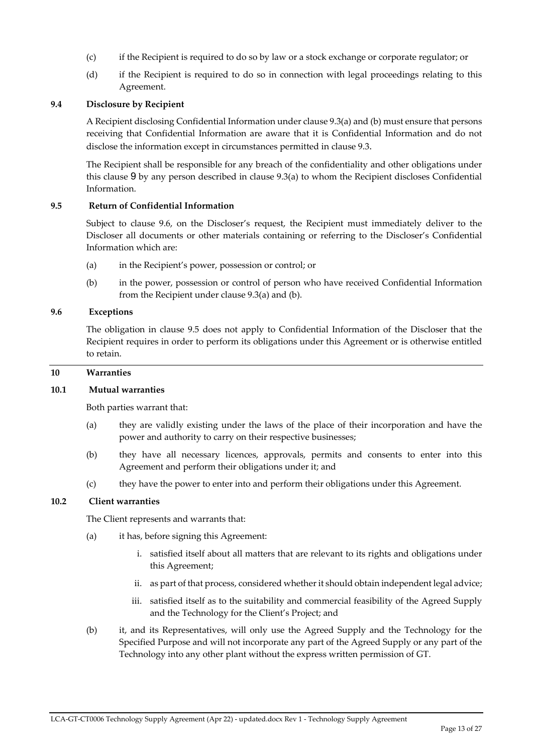(c) if the Recipient is required to do so by law or a stock exchange or corporate regulator; or

(d) if the Recipient is required to do so in connection with legal proceedings relating to this Agreement.

**9.4 Disclosure by Recipient**

A Recipient disclosing Confidential Information under clause 9.3(a) and (b) must ensure that persons receiving that Confidential Information are aware that it is Confidential Information and do not disclose the information except in circumstances permitted in clause 9.3.

The Recipient shall be responsible for any breach of the confidentiality and other obligations under this clause 9 by any person described in clause 9.3(a) to whom the Recipient discloses Confidential Information.

**9.5 Return of Confidential Information**

Subject to clause 9.6, on the Discloser's request, the Recipient must immediately deliver to the Discloser all documents or other materials containing or referring to the Discloser's Confidential Information which are:

(a) in the Recipient's power, possession or control; or

(b) in the power, possession or control of person who have received Confidential Information from the Recipient under clause 9.3(a) and (b).

**9.6 Exceptions**

The obligation in clause 9.5 does not apply to Confidential Information of the Discloser that the Recipient requires in order to perform its obligations under this Agreement or is otherwise entitled to retain.

## 10 Warranties

**10.1 Mutual warranties**

Both parties warrant that:

(a) they are validly existing under the laws of the place of their incorporation and have the power and authority to carry on their respective businesses;

(b) they have all necessary licences, approvals, permits and consents to enter into this Agreement and perform their obligations under it; and

(c) they have the power to enter into and perform their obligations under this Agreement.

**10.2 Client warranties**

The Client represents and warrants that:

(a) it has, before signing this Agreement:

   i. satisfied itself about all matters that are relevant to its rights and obligations under this Agreement;

   ii. as part of that process, considered whether it should obtain independent legal advice;

   iii. satisfied itself as to the suitability and commercial feasibility of the Agreed Supply and the Technology for the Client's Project; and

(b) it, and its Representatives, will only use the Agreed Supply and the Technology for the Specified Purpose and will not incorporate any part of the Agreed Supply or any part of the Technology into any other plant without the express written permission of GT.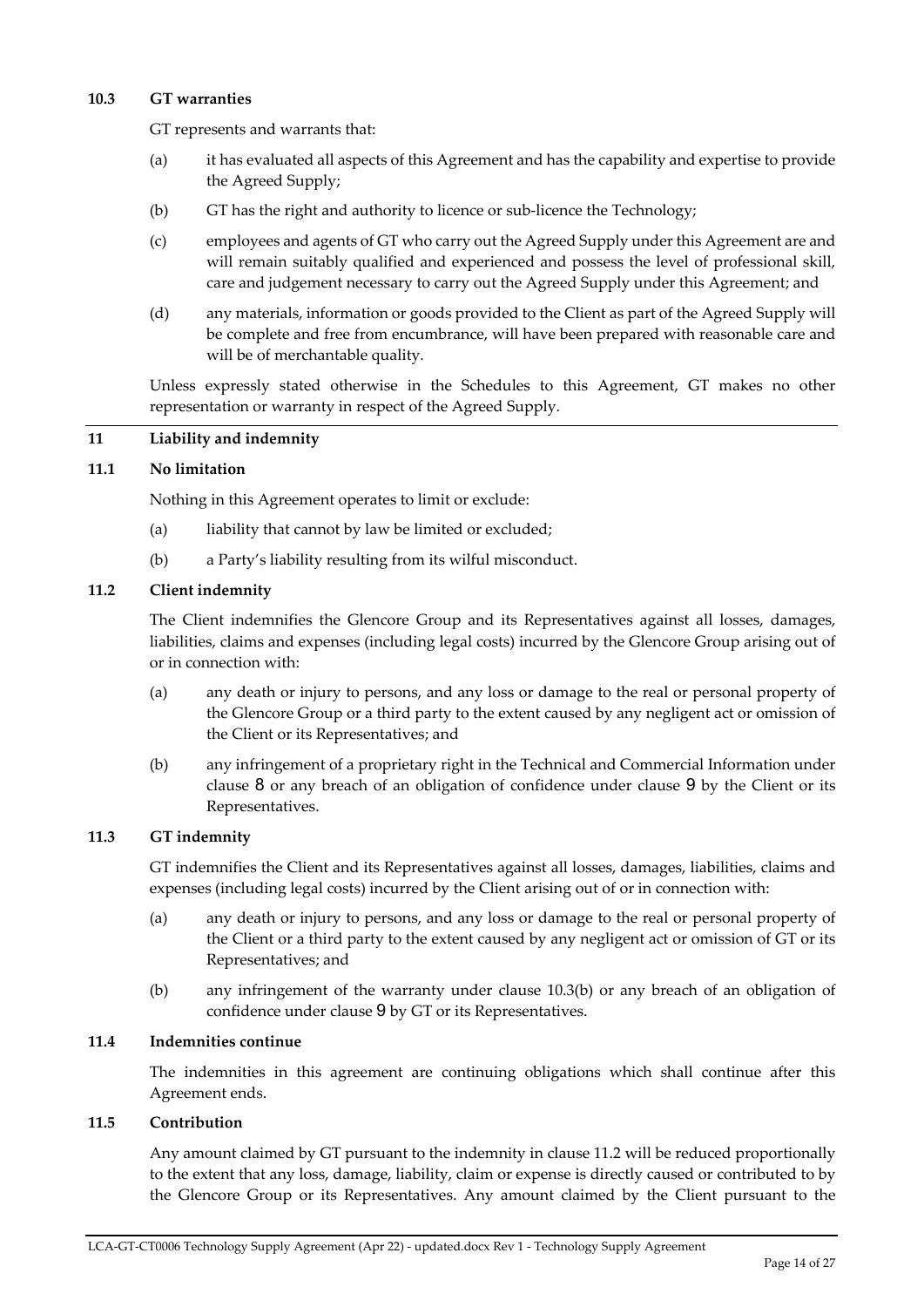**10.3 GT warranties**

GT represents and warrants that:

(a) it has evaluated all aspects of this Agreement and has the capability and expertise to provide the Agreed Supply;

(b) GT has the right and authority to licence or sub-licence the Technology;

(c) employees and agents of GT who carry out the Agreed Supply under this Agreement are and will remain suitably qualified and experienced and possess the level of professional skill, care and judgement necessary to carry out the Agreed Supply under this Agreement; and

(d) any materials, information or goods provided to the Client as part of the Agreed Supply will be complete and free from encumbrance, will have been prepared with reasonable care and will be of merchantable quality.

Unless expressly stated otherwise in the Schedules to this Agreement, GT makes no other representation or warranty in respect of the Agreed Supply.

## 11 Liability and indemnity

**11.1 No limitation**

Nothing in this Agreement operates to limit or exclude:

(a) liability that cannot by law be limited or excluded;

(b) a Party's liability resulting from its wilful misconduct.

**11.2 Client indemnity**

The Client indemnifies the Glencore Group and its Representatives against all losses, damages, liabilities, claims and expenses (including legal costs) incurred by the Glencore Group arising out of or in connection with:

(a) any death or injury to persons, and any loss or damage to the real or personal property of the Glencore Group or a third party to the extent caused by any negligent act or omission of the Client or its Representatives; and

(b) any infringement of a proprietary right in the Technical and Commercial Information under clause 8 or any breach of an obligation of confidence under clause 9 by the Client or its Representatives.

**11.3 GT indemnity**

GT indemnifies the Client and its Representatives against all losses, damages, liabilities, claims and expenses (including legal costs) incurred by the Client arising out of or in connection with:

(a) any death or injury to persons, and any loss or damage to the real or personal property of the Client or a third party to the extent caused by any negligent act or omission of GT or its Representatives; and

(b) any infringement of the warranty under clause 10.3(b) or any breach of an obligation of confidence under clause 9 by GT or its Representatives.

**11.4 Indemnities continue**

The indemnities in this agreement are continuing obligations which shall continue after this Agreement ends.

**11.5 Contribution**

Any amount claimed by GT pursuant to the indemnity in clause 11.2 will be reduced proportionally to the extent that any loss, damage, liability, claim or expense is directly caused or contributed to by the Glencore Group or its Representatives. Any amount claimed by the Client pursuant to the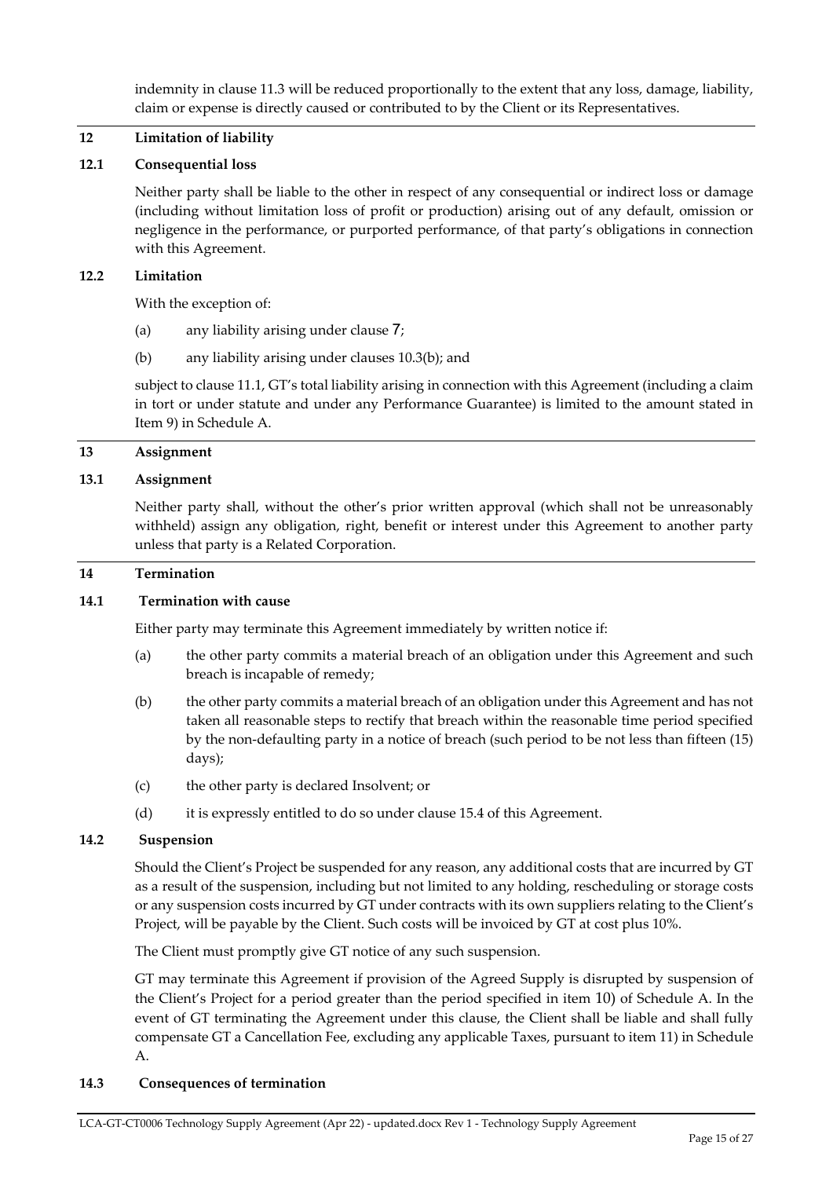indemnity in clause 11.3 will be reduced proportionally to the extent that any loss, damage, liability, claim or expense is directly caused or contributed to by the Client or its Representatives.

## 12 Limitation of liability

### 12.1 Consequential loss

Neither party shall be liable to the other in respect of any consequential or indirect loss or damage (including without limitation loss of profit or production) arising out of any default, omission or negligence in the performance, or purported performance, of that party's obligations in connection with this Agreement.

### 12.2 Limitation

With the exception of:

(a) any liability arising under clause 7;

(b) any liability arising under clauses 10.3(b); and

subject to clause 11.1, GT's total liability arising in connection with this Agreement (including a claim in tort or under statute and under any Performance Guarantee) is limited to the amount stated in Item 9) in Schedule A.

## 13 Assignment

### 13.1 Assignment

Neither party shall, without the other's prior written approval (which shall not be unreasonably withheld) assign any obligation, right, benefit or interest under this Agreement to another party unless that party is a Related Corporation.

## 14 Termination

### 14.1 Termination with cause

Either party may terminate this Agreement immediately by written notice if:

(a) the other party commits a material breach of an obligation under this Agreement and such breach is incapable of remedy;

(b) the other party commits a material breach of an obligation under this Agreement and has not taken all reasonable steps to rectify that breach within the reasonable time period specified by the non-defaulting party in a notice of breach (such period to be not less than fifteen (15) days);

(c) the other party is declared Insolvent; or

(d) it is expressly entitled to do so under clause 15.4 of this Agreement.

### 14.2 Suspension

Should the Client's Project be suspended for any reason, any additional costs that are incurred by GT as a result of the suspension, including but not limited to any holding, rescheduling or storage costs or any suspension costs incurred by GT under contracts with its own suppliers relating to the Client's Project, will be payable by the Client. Such costs will be invoiced by GT at cost plus 10%.

The Client must promptly give GT notice of any such suspension.

GT may terminate this Agreement if provision of the Agreed Supply is disrupted by suspension of the Client's Project for a period greater than the period specified in item 10) of Schedule A. In the event of GT terminating the Agreement under this clause, the Client shall be liable and shall fully compensate GT a Cancellation Fee, excluding any applicable Taxes, pursuant to item 11) in Schedule A.

### 14.3 Consequences of termination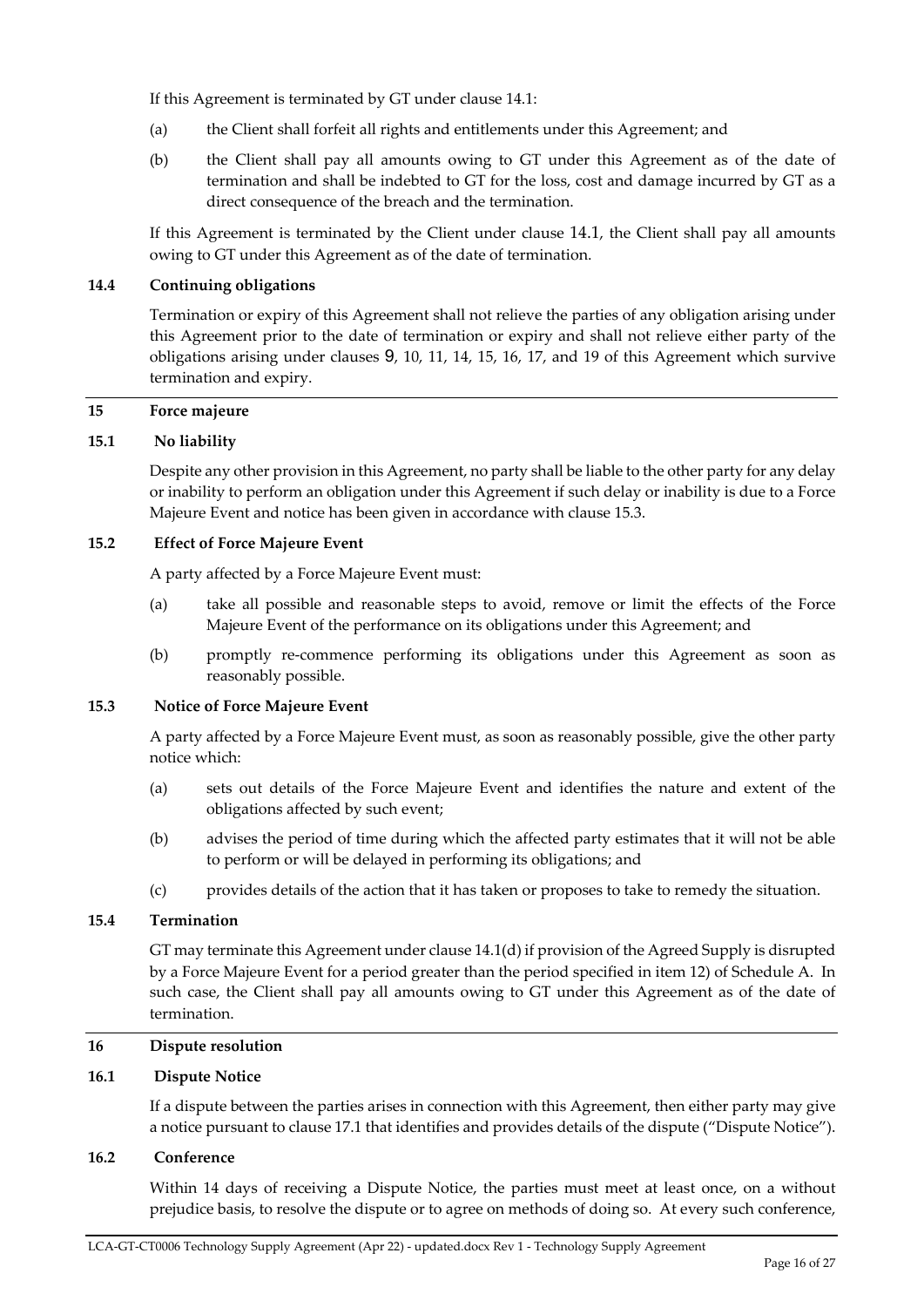If this Agreement is terminated by GT under clause 14.1:

(a) the Client shall forfeit all rights and entitlements under this Agreement; and

(b) the Client shall pay all amounts owing to GT under this Agreement as of the date of termination and shall be indebted to GT for the loss, cost and damage incurred by GT as a direct consequence of the breach and the termination.

If this Agreement is terminated by the Client under clause 14.1, the Client shall pay all amounts owing to GT under this Agreement as of the date of termination.

### 14.4 Continuing obligations

Termination or expiry of this Agreement shall not relieve the parties of any obligation arising under this Agreement prior to the date of termination or expiry and shall not relieve either party of the obligations arising under clauses 9, 10, 11, 14, 15, 16, 17, and 19 of this Agreement which survive termination and expiry.

## 15 Force majeure

### 15.1 No liability

Despite any other provision in this Agreement, no party shall be liable to the other party for any delay or inability to perform an obligation under this Agreement if such delay or inability is due to a Force Majeure Event and notice has been given in accordance with clause 15.3.

### 15.2 Effect of Force Majeure Event

A party affected by a Force Majeure Event must:

(a) take all possible and reasonable steps to avoid, remove or limit the effects of the Force Majeure Event of the performance on its obligations under this Agreement; and

(b) promptly re-commence performing its obligations under this Agreement as soon as reasonably possible.

### 15.3 Notice of Force Majeure Event

A party affected by a Force Majeure Event must, as soon as reasonably possible, give the other party notice which:

(a) sets out details of the Force Majeure Event and identifies the nature and extent of the obligations affected by such event;

(b) advises the period of time during which the affected party estimates that it will not be able to perform or will be delayed in performing its obligations; and

(c) provides details of the action that it has taken or proposes to take to remedy the situation.

### 15.4 Termination

GT may terminate this Agreement under clause 14.1(d) if provision of the Agreed Supply is disrupted by a Force Majeure Event for a period greater than the period specified in item 12) of Schedule A. In such case, the Client shall pay all amounts owing to GT under this Agreement as of the date of termination.

## 16 Dispute resolution

### 16.1 Dispute Notice

If a dispute between the parties arises in connection with this Agreement, then either party may give a notice pursuant to clause 17.1 that identifies and provides details of the dispute ("Dispute Notice").

### 16.2 Conference

Within 14 days of receiving a Dispute Notice, the parties must meet at least once, on a without prejudice basis, to resolve the dispute or to agree on methods of doing so. At every such conference,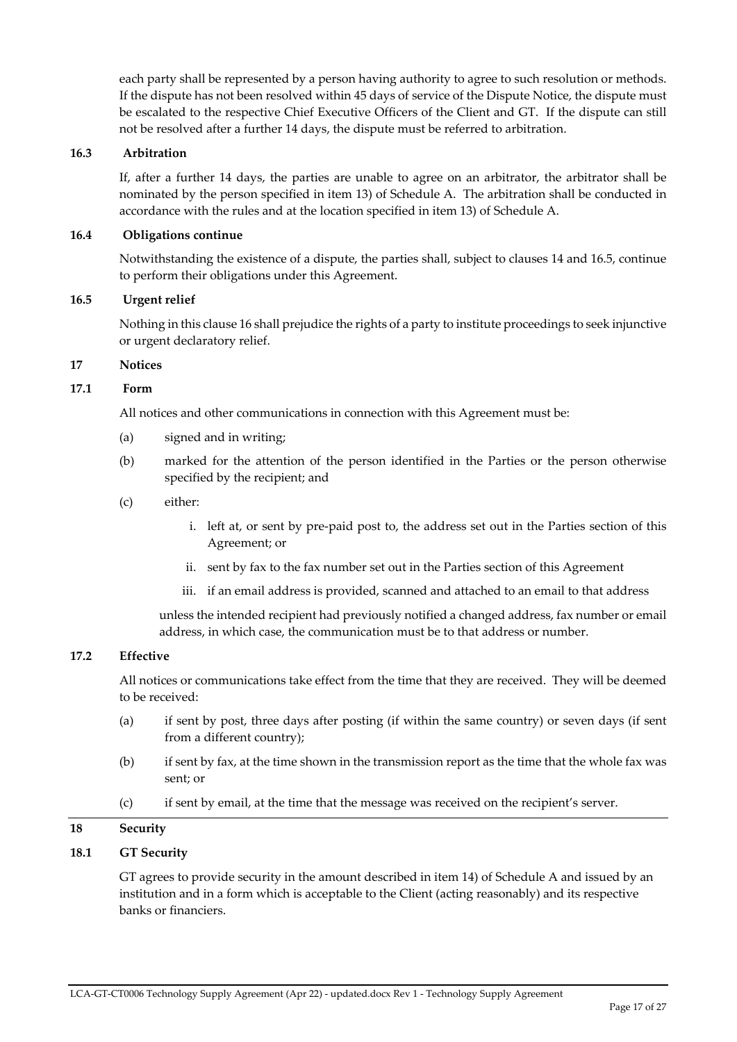each party shall be represented by a person having authority to agree to such resolution or methods. If the dispute has not been resolved within 45 days of service of the Dispute Notice, the dispute must be escalated to the respective Chief Executive Officers of the Client and GT. If the dispute can still not be resolved after a further 14 days, the dispute must be referred to arbitration.

**16.3 Arbitration**

If, after a further 14 days, the parties are unable to agree on an arbitrator, the arbitrator shall be nominated by the person specified in item 13) of Schedule A. The arbitration shall be conducted in accordance with the rules and at the location specified in item 13) of Schedule A.

**16.4 Obligations continue**

Notwithstanding the existence of a dispute, the parties shall, subject to clauses 14 and 16.5, continue to perform their obligations under this Agreement.

**16.5 Urgent relief**

Nothing in this clause 16 shall prejudice the rights of a party to institute proceedings to seek injunctive or urgent declaratory relief.

## 17 Notices

**17.1 Form**

All notices and other communications in connection with this Agreement must be:

(a) signed and in writing;

(b) marked for the attention of the person identified in the Parties or the person otherwise specified by the recipient; and

(c) either:

  i. left at, or sent by pre-paid post to, the address set out in the Parties section of this Agreement; or

  ii. sent by fax to the fax number set out in the Parties section of this Agreement

  iii. if an email address is provided, scanned and attached to an email to that address

unless the intended recipient had previously notified a changed address, fax number or email address, in which case, the communication must be to that address or number.

**17.2 Effective**

All notices or communications take effect from the time that they are received. They will be deemed to be received:

(a) if sent by post, three days after posting (if within the same country) or seven days (if sent from a different country);

(b) if sent by fax, at the time shown in the transmission report as the time that the whole fax was sent; or

(c) if sent by email, at the time that the message was received on the recipient's server.

## 18 Security

**18.1 GT Security**

GT agrees to provide security in the amount described in item 14) of Schedule A and issued by an institution and in a form which is acceptable to the Client (acting reasonably) and its respective banks or financiers.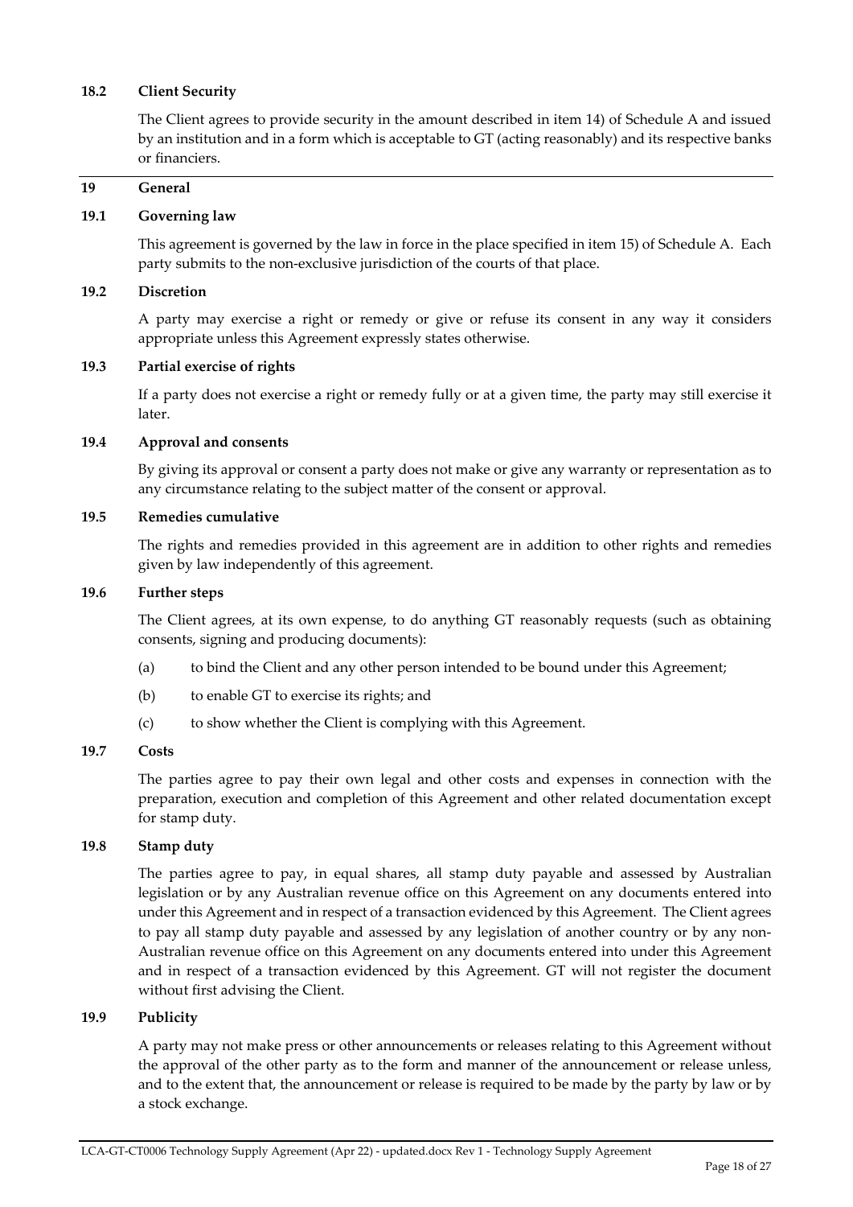### 18.2 Client Security

The Client agrees to provide security in the amount described in item 14) of Schedule A and issued by an institution and in a form which is acceptable to GT (acting reasonably) and its respective banks or financiers.

## 19 General

### 19.1 Governing law

This agreement is governed by the law in force in the place specified in item 15) of Schedule A. Each party submits to the non-exclusive jurisdiction of the courts of that place.

### 19.2 Discretion

A party may exercise a right or remedy or give or refuse its consent in any way it considers appropriate unless this Agreement expressly states otherwise.

### 19.3 Partial exercise of rights

If a party does not exercise a right or remedy fully or at a given time, the party may still exercise it later.

### 19.4 Approval and consents

By giving its approval or consent a party does not make or give any warranty or representation as to any circumstance relating to the subject matter of the consent or approval.

### 19.5 Remedies cumulative

The rights and remedies provided in this agreement are in addition to other rights and remedies given by law independently of this agreement.

### 19.6 Further steps

The Client agrees, at its own expense, to do anything GT reasonably requests (such as obtaining consents, signing and producing documents):

(a) to bind the Client and any other person intended to be bound under this Agreement;

(b) to enable GT to exercise its rights; and

(c) to show whether the Client is complying with this Agreement.

### 19.7 Costs

The parties agree to pay their own legal and other costs and expenses in connection with the preparation, execution and completion of this Agreement and other related documentation except for stamp duty.

### 19.8 Stamp duty

The parties agree to pay, in equal shares, all stamp duty payable and assessed by Australian legislation or by any Australian revenue office on this Agreement on any documents entered into under this Agreement and in respect of a transaction evidenced by this Agreement. The Client agrees to pay all stamp duty payable and assessed by any legislation of another country or by any non-Australian revenue office on this Agreement on any documents entered into under this Agreement and in respect of a transaction evidenced by this Agreement. GT will not register the document without first advising the Client.

### 19.9 Publicity

A party may not make press or other announcements or releases relating to this Agreement without the approval of the other party as to the form and manner of the announcement or release unless, and to the extent that, the announcement or release is required to be made by the party by law or by a stock exchange.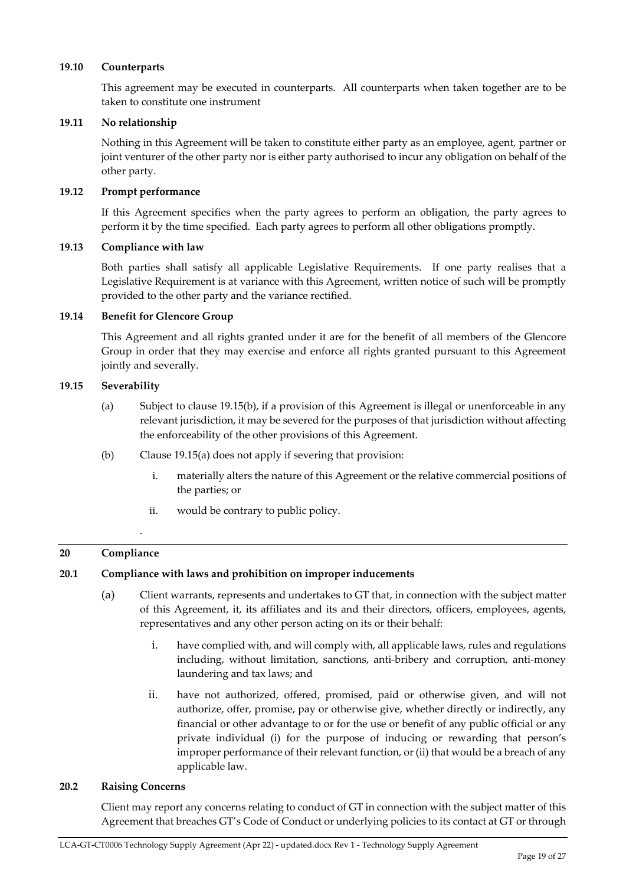### 19.10 Counterparts

This agreement may be executed in counterparts. All counterparts when taken together are to be taken to constitute one instrument

### 19.11 No relationship

Nothing in this Agreement will be taken to constitute either party as an employee, agent, partner or joint venturer of the other party nor is either party authorised to incur any obligation on behalf of the other party.

### 19.12 Prompt performance

If this Agreement specifies when the party agrees to perform an obligation, the party agrees to perform it by the time specified. Each party agrees to perform all other obligations promptly.

### 19.13 Compliance with law

Both parties shall satisfy all applicable Legislative Requirements. If one party realises that a Legislative Requirement is at variance with this Agreement, written notice of such will be promptly provided to the other party and the variance rectified.

### 19.14 Benefit for Glencore Group

This Agreement and all rights granted under it are for the benefit of all members of the Glencore Group in order that they may exercise and enforce all rights granted pursuant to this Agreement jointly and severally.

### 19.15 Severability

(a) Subject to clause 19.15(b), if a provision of this Agreement is illegal or unenforceable in any relevant jurisdiction, it may be severed for the purposes of that jurisdiction without affecting the enforceability of the other provisions of this Agreement.

(b) Clause 19.15(a) does not apply if severing that provision:

   i. materially alters the nature of this Agreement or the relative commercial positions of the parties; or

   ii. would be contrary to public policy.

.

## 20 Compliance

### 20.1 Compliance with laws and prohibition on improper inducements

(a) Client warrants, represents and undertakes to GT that, in connection with the subject matter of this Agreement, it, its affiliates and its and their directors, officers, employees, agents, representatives and any other person acting on its or their behalf:

   i. have complied with, and will comply with, all applicable laws, rules and regulations including, without limitation, sanctions, anti-bribery and corruption, anti-money laundering and tax laws; and

   ii. have not authorized, offered, promised, paid or otherwise given, and will not authorize, offer, promise, pay or otherwise give, whether directly or indirectly, any financial or other advantage to or for the use or benefit of any public official or any private individual (i) for the purpose of inducing or rewarding that person's improper performance of their relevant function, or (ii) that would be a breach of any applicable law.

### 20.2 Raising Concerns

Client may report any concerns relating to conduct of GT in connection with the subject matter of this Agreement that breaches GT's Code of Conduct or underlying policies to its contact at GT or through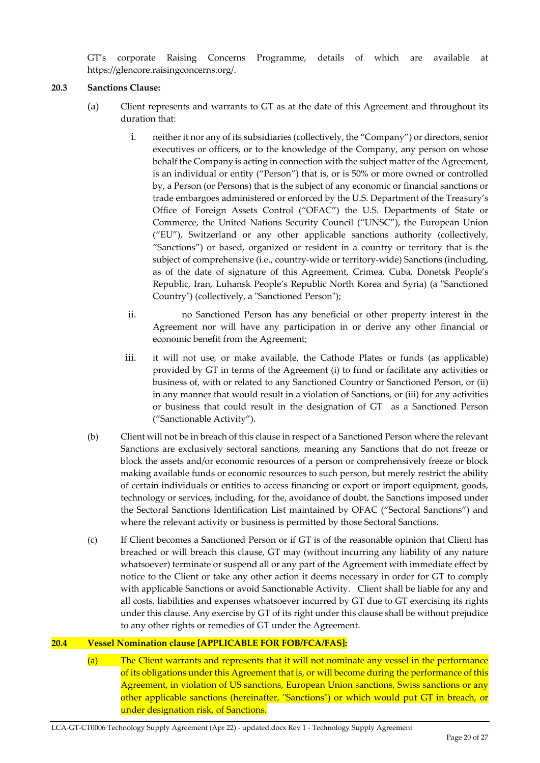GT's corporate Raising Concerns Programme, details of which are available at https://glencore.raisingconcerns.org/.

**20.3 Sanctions Clause:**

(a) Client represents and warrants to GT as at the date of this Agreement and throughout its duration that:

i. neither it nor any of its subsidiaries (collectively, the "Company") or directors, senior executives or officers, or to the knowledge of the Company, any person on whose behalf the Company is acting in connection with the subject matter of the Agreement, is an individual or entity ("Person") that is, or is 50% or more owned or controlled by, a Person (or Persons) that is the subject of any economic or financial sanctions or trade embargoes administered or enforced by the U.S. Department of the Treasury's Office of Foreign Assets Control ("OFAC") the U.S. Departments of State or Commerce, the United Nations Security Council ("UNSC"), the European Union ("EU"), Switzerland or any other applicable sanctions authority (collectively, "Sanctions") or based, organized or resident in a country or territory that is the subject of comprehensive (i.e., country-wide or territory-wide) Sanctions (including, as of the date of signature of this Agreement, Crimea, Cuba, Donetsk People's Republic, Iran, Luhansk People's Republic North Korea and Syria) (a "Sanctioned Country") (collectively, a "Sanctioned Person");

ii. no Sanctioned Person has any beneficial or other property interest in the Agreement nor will have any participation in or derive any other financial or economic benefit from the Agreement;

iii. it will not use, or make available, the Cathode Plates or funds (as applicable) provided by GT in terms of the Agreement (i) to fund or facilitate any activities or business of, with or related to any Sanctioned Country or Sanctioned Person, or (ii) in any manner that would result in a violation of Sanctions, or (iii) for any activities or business that could result in the designation of GT as a Sanctioned Person ("Sanctionable Activity").

(b) Client will not be in breach of this clause in respect of a Sanctioned Person where the relevant Sanctions are exclusively sectoral sanctions, meaning any Sanctions that do not freeze or block the assets and/or economic resources of a person or comprehensively freeze or block making available funds or economic resources to such person, but merely restrict the ability of certain individuals or entities to access financing or export or import equipment, goods, technology or services, including, for the, avoidance of doubt, the Sanctions imposed under the Sectoral Sanctions Identification List maintained by OFAC ("Sectoral Sanctions") and where the relevant activity or business is permitted by those Sectoral Sanctions.

(c) If Client becomes a Sanctioned Person or if GT is of the reasonable opinion that Client has breached or will breach this clause, GT may (without incurring any liability of any nature whatsoever) terminate or suspend all or any part of the Agreement with immediate effect by notice to the Client or take any other action it deems necessary in order for GT to comply with applicable Sanctions or avoid Sanctionable Activity. Client shall be liable for any and all costs, liabilities and expenses whatsoever incurred by GT due to GT exercising its rights under this clause. Any exercise by GT of its right under this clause shall be without prejudice to any other rights or remedies of GT under the Agreement.

**20.4 Vessel Nomination clause [APPLICABLE FOR FOB/FCA/FAS]:**

(a) The Client warrants and represents that it will not nominate any vessel in the performance of its obligations under this Agreement that is, or will become during the performance of this Agreement, in violation of US sanctions, European Union sanctions, Swiss sanctions or any other applicable sanctions (hereinafter, "Sanctions") or which would put GT in breach, or under designation risk, of Sanctions.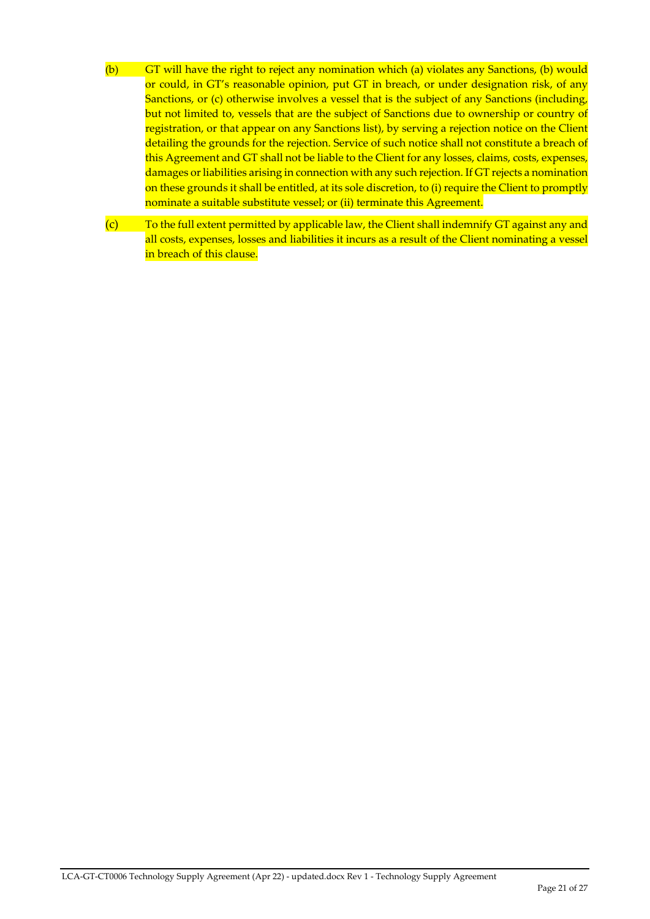(b) GT will have the right to reject any nomination which (a) violates any Sanctions, (b) would or could, in GT's reasonable opinion, put GT in breach, or under designation risk, of any Sanctions, or (c) otherwise involves a vessel that is the subject of any Sanctions (including, but not limited to, vessels that are the subject of Sanctions due to ownership or country of registration, or that appear on any Sanctions list), by serving a rejection notice on the Client detailing the grounds for the rejection. Service of such notice shall not constitute a breach of this Agreement and GT shall not be liable to the Client for any losses, claims, costs, expenses, damages or liabilities arising in connection with any such rejection. If GT rejects a nomination on these grounds it shall be entitled, at its sole discretion, to (i) require the Client to promptly nominate a suitable substitute vessel; or (ii) terminate this Agreement.

(c) To the full extent permitted by applicable law, the Client shall indemnify GT against any and all costs, expenses, losses and liabilities it incurs as a result of the Client nominating a vessel in breach of this clause.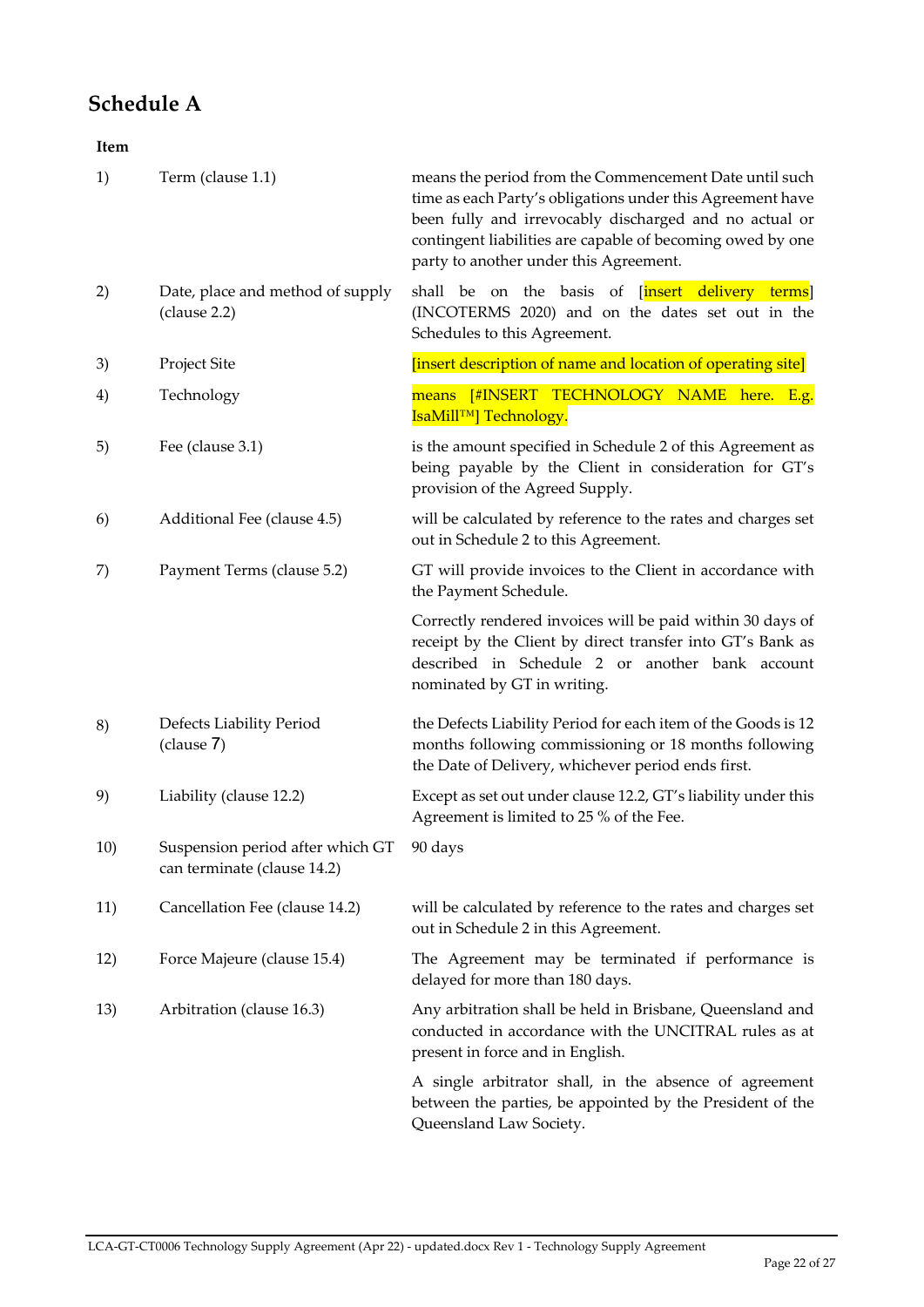## Schedule A

| Item | | |
|---|---|---|
| 1) | Term (clause 1.1) | means the period from the Commencement Date until such time as each Party's obligations under this Agreement have been fully and irrevocably discharged and no actual or contingent liabilities are capable of becoming owed by one party to another under this Agreement. |
| 2) | Date, place and method of supply (clause 2.2) | shall be on the basis of [insert delivery terms] (INCOTERMS 2020) and on the dates set out in the Schedules to this Agreement. |
| 3) | Project Site | [insert description of name and location of operating site] |
| 4) | Technology | means [#INSERT TECHNOLOGY NAME here. E.g. IsaMill™] Technology. |
| 5) | Fee (clause 3.1) | is the amount specified in Schedule 2 of this Agreement as being payable by the Client in consideration for GT's provision of the Agreed Supply. |
| 6) | Additional Fee (clause 4.5) | will be calculated by reference to the rates and charges set out in Schedule 2 to this Agreement. |
| 7) | Payment Terms (clause 5.2) | GT will provide invoices to the Client in accordance with the Payment Schedule.<br><br>Correctly rendered invoices will be paid within 30 days of receipt by the Client by direct transfer into GT's Bank as described in Schedule 2 or another bank account nominated by GT in writing. |
| 8) | Defects Liability Period (clause 7) | the Defects Liability Period for each item of the Goods is 12 months following commissioning or 18 months following the Date of Delivery, whichever period ends first. |
| 9) | Liability (clause 12.2) | Except as set out under clause 12.2, GT's liability under this Agreement is limited to 25 % of the Fee. |
| 10) | Suspension period after which GT can terminate (clause 14.2) | 90 days |
| 11) | Cancellation Fee (clause 14.2) | will be calculated by reference to the rates and charges set out in Schedule 2 in this Agreement. |
| 12) | Force Majeure (clause 15.4) | The Agreement may be terminated if performance is delayed for more than 180 days. |
| 13) | Arbitration (clause 16.3) | Any arbitration shall be held in Brisbane, Queensland and conducted in accordance with the UNCITRAL rules as at present in force and in English.<br><br>A single arbitrator shall, in the absence of agreement between the parties, be appointed by the President of the Queensland Law Society. |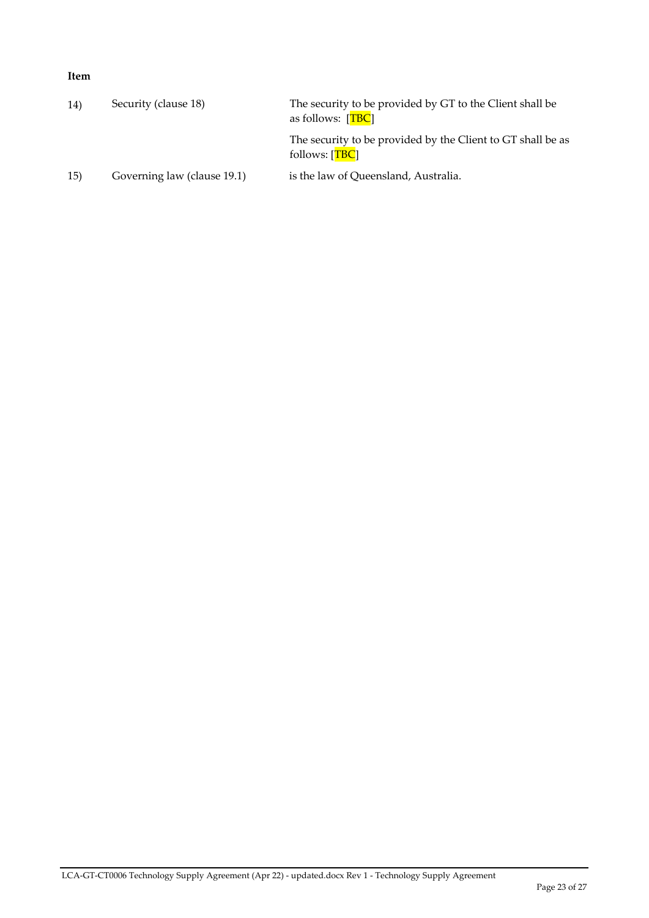**Item**

| | | |
|---|---|---|
| 14) | Security (clause 18) | The security to be provided by GT to the Client shall be as follows: [TBC] |
| | | The security to be provided by the Client to GT shall be as follows: [TBC] |
| 15) | Governing law (clause 19.1) | is the law of Queensland, Australia. |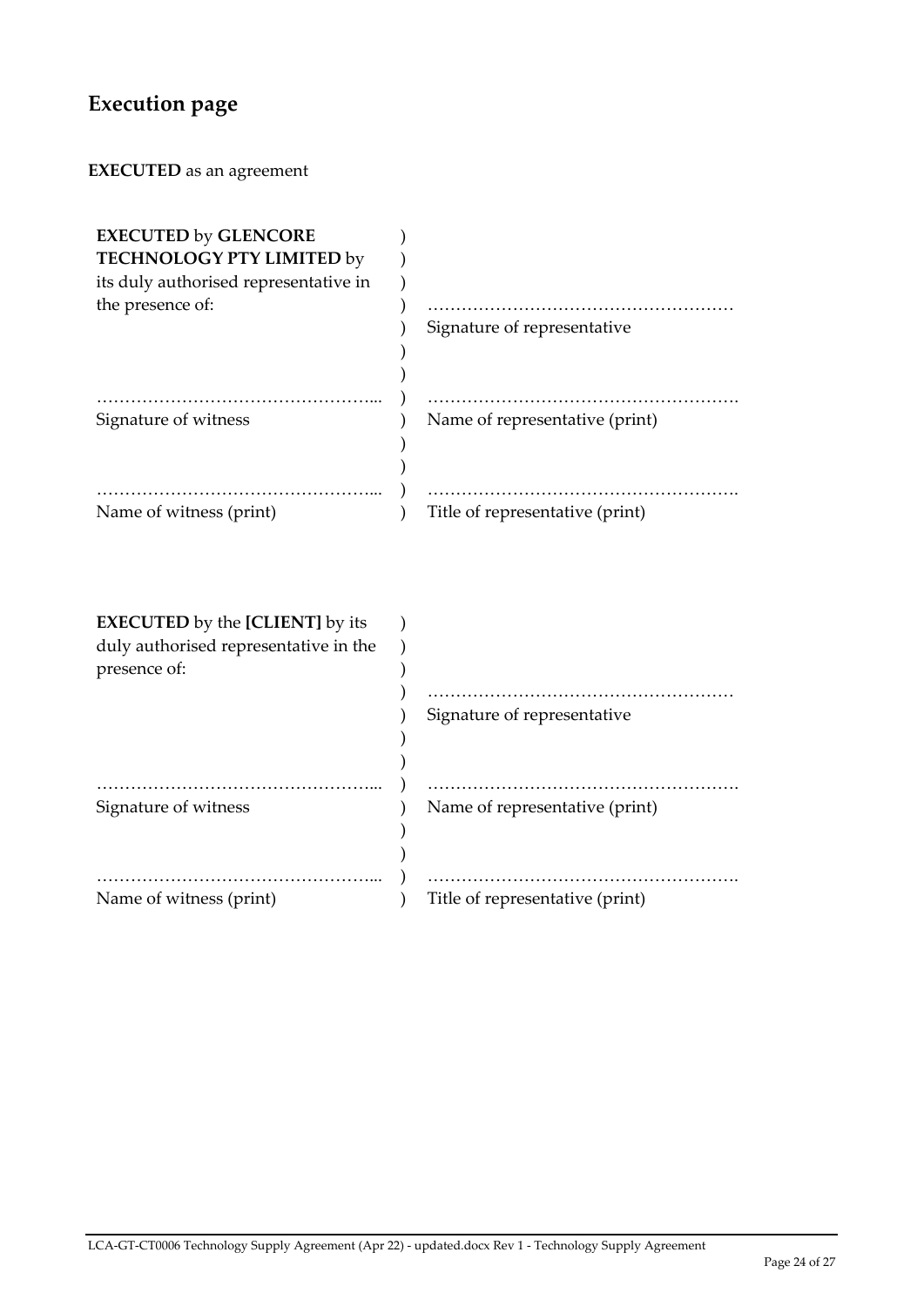## Execution page

**EXECUTED** as an agreement

| | | |
|---|---|---|
| **EXECUTED** by **GLENCORE TECHNOLOGY PTY LIMITED** by its duly authorised representative in the presence of: | ) | |
| | ) | ……………………………………………… |
| | ) | Signature of representative |
| …………………………………………... | ) | ………………………………………………. |
| Signature of witness | ) | Name of representative (print) |
| …………………………………………... | ) | ………………………………………………. |
| Name of witness (print) | ) | Title of representative (print) |

| | | |
|---|---|---|
| **EXECUTED** by the **[CLIENT]** by its duly authorised representative in the presence of: | ) | |
| | ) | ……………………………………………… |
| | ) | Signature of representative |
| …………………………………………... | ) | ………………………………………………. |
| Signature of witness | ) | Name of representative (print) |
| …………………………………………... | ) | ………………………………………………. |
| Name of witness (print) | ) | Title of representative (print) |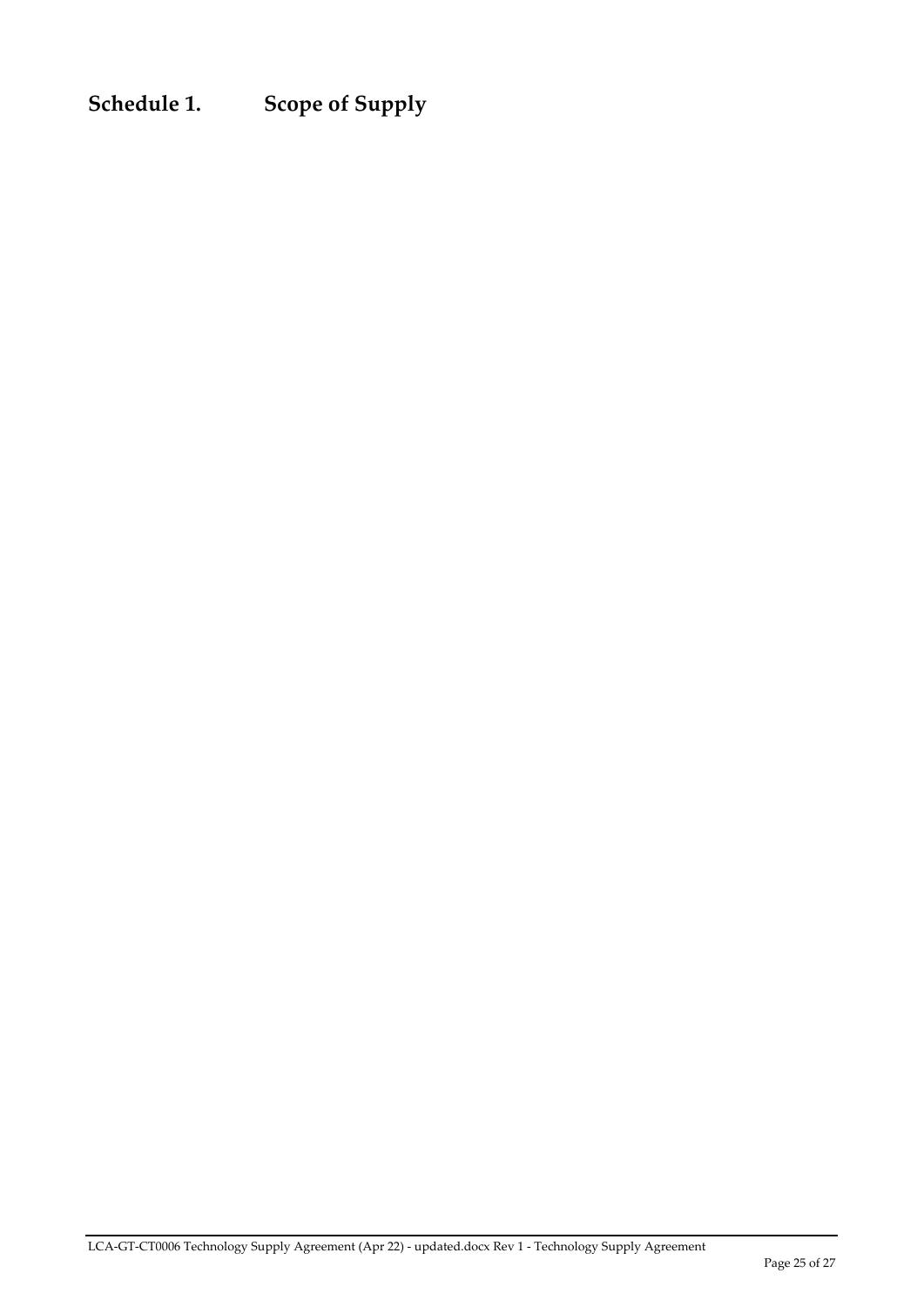# Schedule 1. Scope of Supply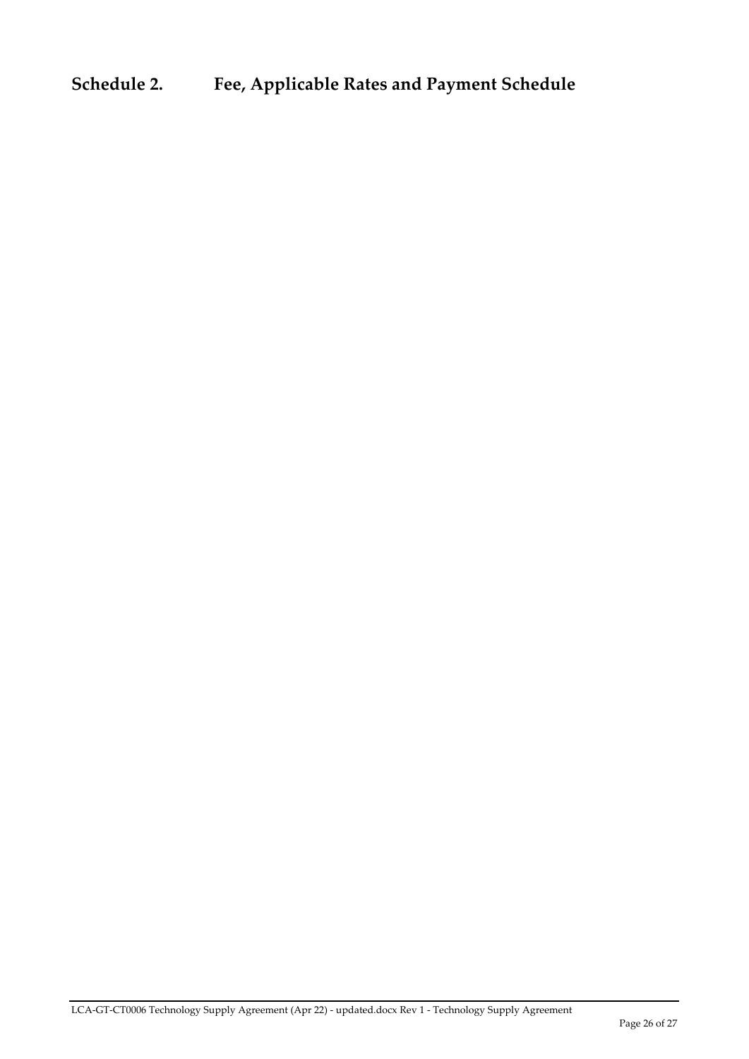# Schedule 2. Fee, Applicable Rates and Payment Schedule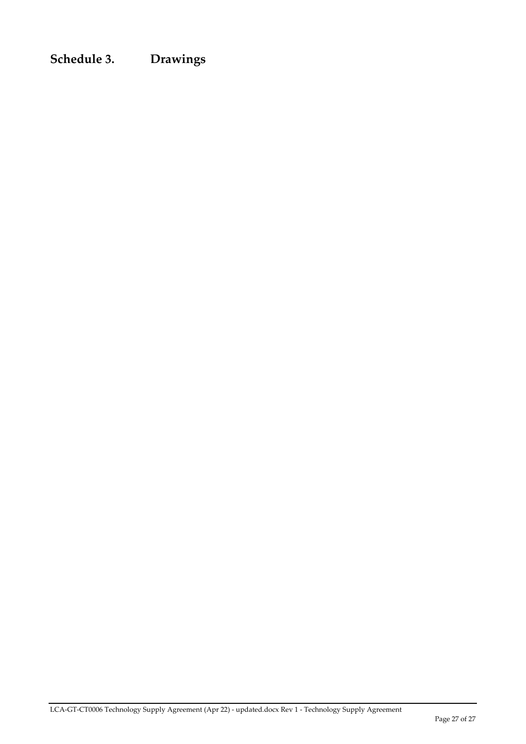# Schedule 3. Drawings